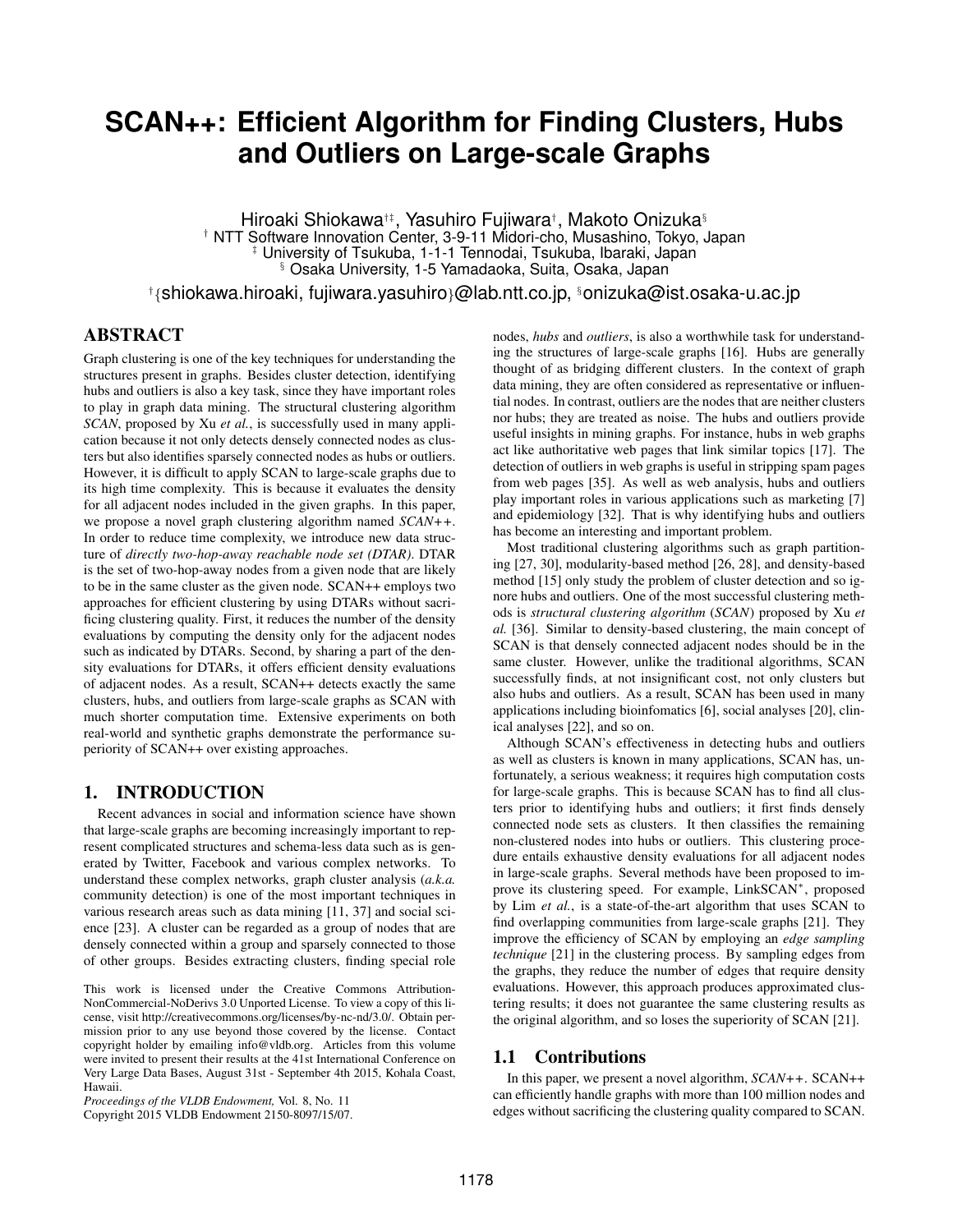# SCAN++: Efficient Algorithm for Finding Clusters, Hubs and Outliers on Large-scale Graphs

Hiroaki Shiokawa[†‡], Yasuhiro Fujiwara[†], Makoto Onizuka[§]

[†] NTT Software Innovation Center, 3-9-11 Midori-cho, Musashino, Tokyo, Japan
[‡] University of Tsukuba, 1-1-1 Tennodai, Tsukuba, Ibaraki, Japan
[§] Osaka University, 1-5 Yamadaoka, Suita, Osaka, Japan

[†]{shiokawa.hiroaki, fujiwara.yasuhiro}@lab.ntt.co.jp, [§]onizuka@ist.osaka-u.ac.jp

## ABSTRACT

Graph clustering is one of the key techniques for understanding the structures present in graphs. Besides cluster detection, identifying hubs and outliers is also a key task, since they have important roles to play in graph data mining. The structural clustering algorithm *SCAN*, proposed by Xu *et al.*, is successfully used in many application because it not only detects densely connected nodes as clusters but also identifies sparsely connected nodes as hubs or outliers. However, it is difficult to apply SCAN to large-scale graphs due to its high time complexity. This is because it evaluates the density for all adjacent nodes included in the given graphs. In this paper, we propose a novel graph clustering algorithm named *SCAN++*. In order to reduce time complexity, we introduce new data structure of *directly two-hop-away reachable node set (DTAR)*. DTAR is the set of two-hop-away nodes from a given node that are likely to be in the same cluster as the given node. SCAN++ employs two approaches for efficient clustering by using DTARs without sacrificing clustering quality. First, it reduces the number of the density evaluations by computing the density only for the adjacent nodes such as indicated by DTARs. Second, by sharing a part of the density evaluations for DTARs, it offers efficient density evaluations of adjacent nodes. As a result, SCAN++ detects exactly the same clusters, hubs, and outliers from large-scale graphs as SCAN with much shorter computation time. Extensive experiments on both real-world and synthetic graphs demonstrate the performance superiority of SCAN++ over existing approaches.

## 1. INTRODUCTION

Recent advances in social and information science have shown that large-scale graphs are becoming increasingly important to represent complicated structures and schema-less data such as is generated by Twitter, Facebook and various complex networks. To understand these complex networks, graph cluster analysis (*a.k.a.* community detection) is one of the most important techniques in various research areas such as data mining [11, 37] and social science [23]. A cluster can be regarded as a group of nodes that are densely connected within a group and sparsely connected to those of other groups. Besides extracting clusters, finding special role nodes, *hubs* and *outliers*, is also a worthwhile task for understanding the structures of large-scale graphs [16]. Hubs are generally thought of as bridging different clusters. In the context of graph data mining, they are often considered as representative or influential nodes. In contrast, outliers are the nodes that are neither clusters nor hubs; they are treated as noise. The hubs and outliers provide useful insights in mining graphs. For instance, hubs in web graphs act like authoritative web pages that link similar topics [17]. The detection of outliers in web graphs is useful in stripping spam pages from web pages [35]. As well as web analysis, hubs and outliers play important roles in various applications such as marketing [7] and epidemiology [32]. That is why identifying hubs and outliers has become an interesting and important problem.

Most traditional clustering algorithms such as graph partitioning [27, 30], modularity-based method [26, 28], and density-based method [15] only study the problem of cluster detection and so ignore hubs and outliers. One of the most successful clustering methods is *structural clustering algorithm* (*SCAN*) proposed by Xu *et al.* [36]. Similar to density-based clustering, the main concept of SCAN is that densely connected adjacent nodes should be in the same cluster. However, unlike the traditional algorithms, SCAN successfully finds, at not insignificant cost, not only clusters but also hubs and outliers. As a result, SCAN has been used in many applications including bioinfomatics [6], social analyses [20], clinical analyses [22], and so on.

Although SCAN's effectiveness in detecting hubs and outliers as well as clusters is known in many applications, SCAN has, unfortunately, a serious weakness; it requires high computation costs for large-scale graphs. This is because SCAN has to find all clusters prior to identifying hubs and outliers; it first finds densely connected node sets as clusters. It then classifies the remaining non-clustered nodes into hubs or outliers. This clustering procedure entails exhaustive density evaluations for all adjacent nodes in large-scale graphs. Several methods have been proposed to improve its clustering speed. For example, LinkSCAN$^*$, proposed by Lim *et al.*, is a state-of-the-art algorithm that uses SCAN to find overlapping communities from large-scale graphs [21]. They improve the efficiency of SCAN by employing an *edge sampling technique* [21] in the clustering process. By sampling edges from the graphs, they reduce the number of edges that require density evaluations. However, this approach produces approximated clustering results; it does not guarantee the same clustering results as the original algorithm, and so loses the superiority of SCAN [21].

### 1.1 Contributions

In this paper, we present a novel algorithm, *SCAN++*. SCAN++ can efficiently handle graphs with more than 100 million nodes and edges without sacrificing the clustering quality compared to SCAN.

This work is licensed under the Creative Commons Attribution-NonCommercial-NoDerivs 3.0 Unported License. To view a copy of this license, visit http://creativecommons.org/licenses/by-nc-nd/3.0/. Obtain permission prior to any use beyond those covered by the license. Contact copyright holder by emailing info@vldb.org. Articles from this volume were invited to present their results at the 41st International Conference on Very Large Data Bases, August 31st - September 4th 2015, Kohala Coast, Hawaii.
*Proceedings of the VLDB Endowment,* Vol. 8, No. 11
Copyright 2015 VLDB Endowment 2150-8097/15/07.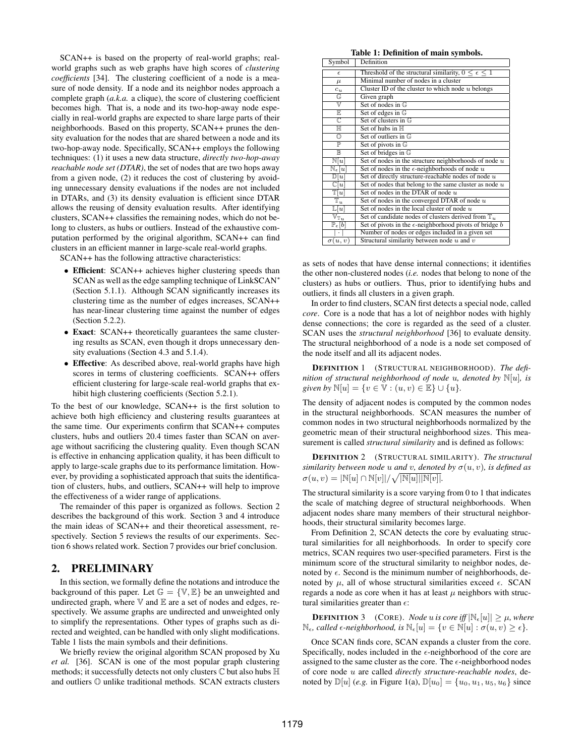SCAN++ is based on the property of real-world graphs; real-world graphs such as web graphs have high scores of *clustering coefficients* [34]. The clustering coefficient of a node is a measure of node density. If a node and its neighbor nodes approach a complete graph (*a.k.a.* a clique), the score of clustering coefficient becomes high. That is, a node and its two-hop-away node especially in real-world graphs are expected to share large parts of their neighborhoods. Based on this property, SCAN++ prunes the density evaluation for the nodes that are shared between a node and its two-hop-away node. Specifically, SCAN++ employs the following techniques: (1) it uses a new data structure, *directly two-hop-away reachable node set (DTAR)*, the set of nodes that are two hops away from a given node, (2) it reduces the cost of clustering by avoiding unnecessary density evaluations if the nodes are not included in DTARs, and (3) its density evaluation is efficient since DTAR allows the reusing of density evaluation results. After identifying clusters, SCAN++ classifies the remaining nodes, which do not belong to clusters, as hubs or outliers. Instead of the exhaustive computation performed by the original algorithm, SCAN++ can find clusters in an efficient manner in large-scale real-world graphs.

SCAN++ has the following attractive characteristics:

- **Efficient**: SCAN++ achieves higher clustering speeds than SCAN as well as the edge sampling technique of LinkSCAN* (Section 5.1.1). Although SCAN significantly increases its clustering time as the number of edges increases, SCAN++ has near-linear clustering time against the number of edges (Section 5.2.2).
- **Exact**: SCAN++ theoretically guarantees the same clustering results as SCAN, even though it drops unnecessary density evaluations (Section 4.3 and 5.1.4).
- **Effective**: As described above, real-world graphs have high scores in terms of clustering coefficients. SCAN++ offers efficient clustering for large-scale real-world graphs that exhibit high clustering coefficients (Section 5.2.1).

To the best of our knowledge, SCAN++ is the first solution to achieve both high efficiency and clustering results guarantees at the same time. Our experiments confirm that SCAN++ computes clusters, hubs and outliers 20.4 times faster than SCAN on average without sacrificing the clustering quality. Even though SCAN is effective in enhancing application quality, it has been difficult to apply to large-scale graphs due to its performance limitation. However, by providing a sophisticated approach that suits the identification of clusters, hubs, and outliers, SCAN++ will help to improve the effectiveness of a wider range of applications.

The remainder of this paper is organized as follows. Section 2 describes the background of this work. Section 3 and 4 introduce the main ideas of SCAN++ and their theoretical assessment, respectively. Section 5 reviews the results of our experiments. Section 6 shows related work. Section 7 provides our brief conclusion.

## 2. PRELIMINARY

In this section, we formally define the notations and introduce the background of this paper. Let $\mathbb{G} = \{\mathbb{V}, \mathbb{E}\}$ be an unweighted and undirected graph, where $\mathbb{V}$ and $\mathbb{E}$ are a set of nodes and edges, respectively. We assume graphs are undirected and unweighted only to simplify the representations. Other types of graphs such as directed and weighted, can be handled with only slight modifications. Table 1 lists the main symbols and their definitions.

**Table 1: Definition of main symbols.**

| Symbol | Definition |
|---|---|
| $\epsilon$ | Threshold of the structural similarity, $0 \leq \epsilon \leq 1$ |
| $\mu$ | Minimal number of nodes in a cluster |
| $c_u$ | Cluster ID of the cluster to which node $u$ belongs |
| $\mathbb{G}$ | Given graph |
| $\mathbb{V}$ | Set of nodes in $\mathbb{G}$ |
| $\mathbb{E}$ | Set of edges in $\mathbb{G}$ |
| $\mathbb{C}$ | Set of clusters in $\mathbb{G}$ |
| $\mathbb{H}$ | Set of hubs in $\mathbb{H}$ |
| $\mathbb{O}$ | Set of outliers in $\mathbb{G}$ |
| $\mathbb{P}$ | Set of pivots in $\mathbb{G}$ |
| $\mathbb{B}$ | Set of bridges in $\mathbb{G}$ |
| $\mathbb{N}[u]$ | Set of nodes in the structure neighborhoods of node $u$ |
| $\mathbb{N}_\epsilon[u]$ | Set of nodes in the $\epsilon$-neighborhoods of node $u$ |
| $\mathbb{D}[u]$ | Set of directly structure-reachable nodes of node $u$ |
| $\mathbb{C}[u]$ | Set of nodes that belong to the same cluster as node $u$ |
| $\mathbb{T}[u]$ | Set of nodes in the DTAR of node $u$ |
| $\mathbb{T}_u$ | Set of nodes in the converged DTAR of node $u$ |
| $\mathbb{L}[u]$ | Set of nodes in the local cluster of node $u$ |
| $\mathbb{V}_{\mathbb{T}_u}$ | Set of candidate nodes of clusters derived from $\mathbb{T}_u$ |
| $\mathbb{P}_\epsilon[b]$ | Set of pivots in the $\epsilon$-neighborhood pivots of bridge $b$ |
| $\lvert \cdot \rvert$ | Number of nodes or edges included in a given set |
| $\sigma(u, v)$ | Structural similarity between node $u$ and $v$ |

We briefly review the original algorithm SCAN proposed by Xu *et al.* [36]. SCAN is one of the most popular graph clustering methods; it successfully detects not only clusters $\mathbb{C}$ but also hubs $\mathbb{H}$ and outliers $\mathbb{O}$ unlike traditional methods. SCAN extracts clusters as sets of nodes that have dense internal connections; it identifies the other non-clustered nodes (*i.e.* nodes that belong to none of the clusters) as hubs or outliers. Thus, prior to identifying hubs and outliers, it finds all clusters in a given graph.

In order to find clusters, SCAN first detects a special node, called *core*. Core is a node that has a lot of neighbor nodes with highly dense connections; the core is regarded as the seed of a cluster. SCAN uses the *structural neighborhood* [36] to evaluate density. The structural neighborhood of a node is a node set composed of the node itself and all its adjacent nodes.

**DEFINITION 1** (STRUCTURAL NEIGHBORHOOD). *The definition of structural neighborhood of node $u$, denoted by $\mathbb{N}[u]$, is given by $\mathbb{N}[u] = \{v \in \mathbb{V} : (u, v) \in \mathbb{E}\} \cup \{u\}$.*

The density of adjacent nodes is computed by the common nodes in the structural neighborhoods. SCAN measures the number of common nodes in two structural neighborhoods normalized by the geometric mean of their structural neighborhood sizes. This measurement is called *structural similarity* and is defined as follows:

**DEFINITION 2** (STRUCTURAL SIMILARITY). *The structural similarity between node $u$ and $v$, denoted by $\sigma(u, v)$, is defined as $\sigma(u, v) = |\mathbb{N}[u] \cap \mathbb{N}[v]|/\sqrt{|\mathbb{N}[u]||\mathbb{N}[v]|}$.*

The structural similarity is a score varying from 0 to 1 that indicates the scale of matching degree of structural neighborhoods. When adjacent nodes share many members of their structural neighborhoods, their structural similarity becomes large.

From Definition 2, SCAN detects the core by evaluating structural similarities for all neighborhoods. In order to specify core metrics, SCAN requires two user-specified parameters. First is the minimum score of the structural similarity to neighbor nodes, denoted by $\epsilon$. Second is the minimum number of neighborhoods, denoted by $\mu$, all of whose structural similarities exceed $\epsilon$. SCAN regards a node as core when it has at least $\mu$ neighbors with structural similarities greater than $\epsilon$:

**DEFINITION 3** (CORE). *Node $u$ is core iff $|\mathbb{N}_\epsilon[u]| \geq \mu$, where $\mathbb{N}_\epsilon$, called $\epsilon$-neighborhood, is $\mathbb{N}_\epsilon[u] = \{v \in \mathbb{N}[u] : \sigma(u, v) \geq \epsilon\}$.*

Once SCAN finds core, SCAN expands a cluster from the core. Specifically, nodes included in the $\epsilon$-neighborhood of the core are assigned to the same cluster as the core. The $\epsilon$-neighborhood nodes of core node $u$ are called *directly structure-reachable nodes*, denoted by $\mathbb{D}[u]$ (*e.g.* in Figure 1(a), $\mathbb{D}[u_0] = \{u_0, u_1, u_5, u_6\}$ since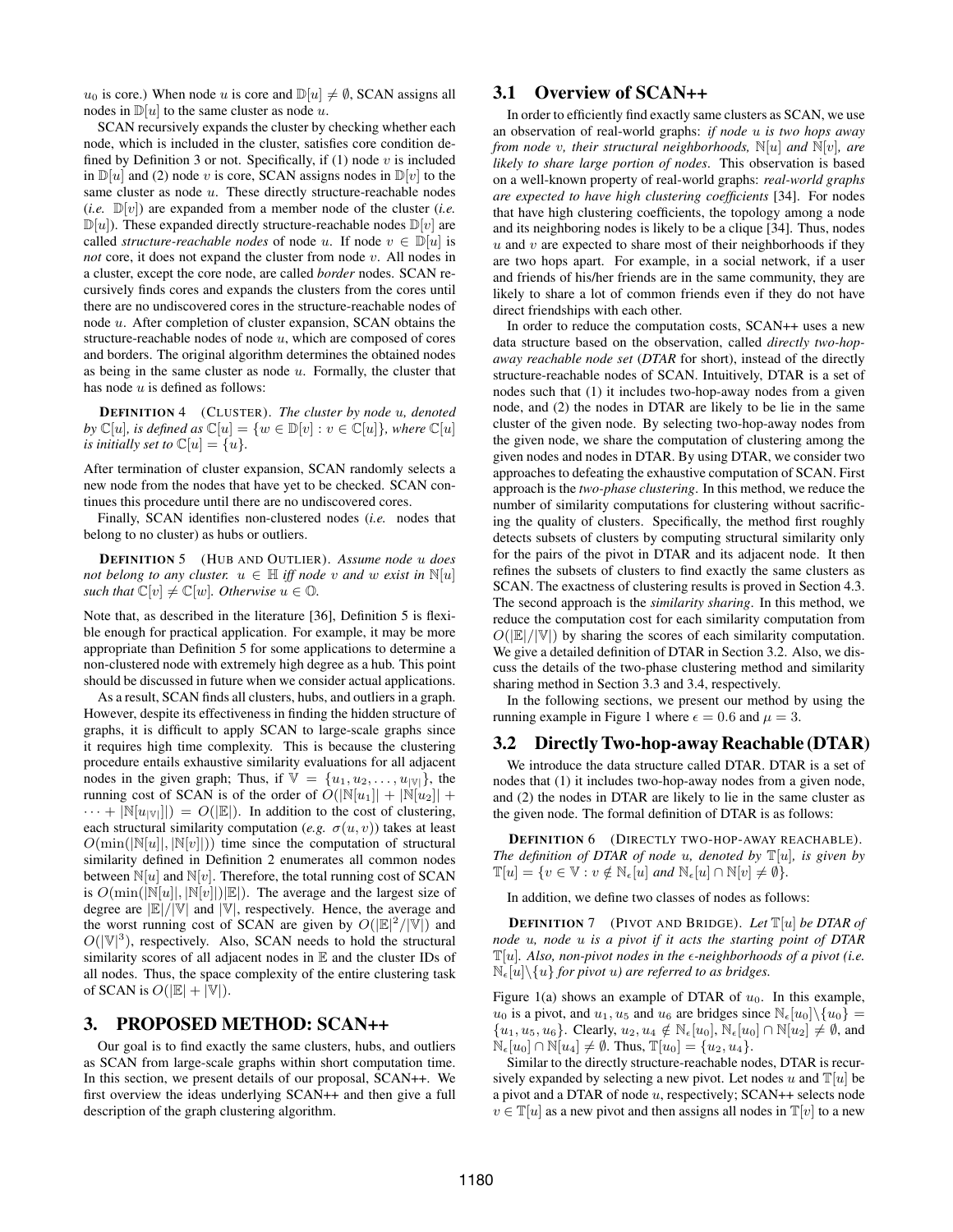$u_0$ is core.) When node $u$ is core and $\mathbb{D}[u] \neq \emptyset$, SCAN assigns all nodes in $\mathbb{D}[u]$ to the same cluster as node $u$.

SCAN recursively expands the cluster by checking whether each node, which is included in the cluster, satisfies core condition defined by Definition 3 or not. Specifically, if (1) node $v$ is included in $\mathbb{D}[u]$ and (2) node $v$ is core, SCAN assigns nodes in $\mathbb{D}[v]$ to the same cluster as node $u$. These directly structure-reachable nodes (*i.e.* $\mathbb{D}[v]$) are expanded from a member node of the cluster (*i.e.* $\mathbb{D}[u]$). These expanded directly structure-reachable nodes $\mathbb{D}[v]$ are called *structure-reachable nodes* of node $u$. If node $v \in \mathbb{D}[u]$ is *not* core, it does not expand the cluster from node $v$. All nodes in a cluster, except the core node, are called *border* nodes. SCAN recursively finds cores and expands the clusters from the cores until there are no undiscovered cores in the structure-reachable nodes of node $u$. After completion of cluster expansion, SCAN obtains the structure-reachable nodes of node $u$, which are composed of cores and borders. The original algorithm determines the obtained nodes as being in the same cluster as node $u$. Formally, the cluster that has node $u$ is defined as follows:

**DEFINITION 4** (CLUSTER). *The cluster by node $u$, denoted by $\mathbb{C}[u]$, is defined as $\mathbb{C}[u] = \{w \in \mathbb{D}[v] : v \in \mathbb{C}[u]\}$, where $\mathbb{C}[u]$ is initially set to $\mathbb{C}[u] = \{u\}$.*

After termination of cluster expansion, SCAN randomly selects a new node from the nodes that have yet to be checked. SCAN continues this procedure until there are no undiscovered cores.

Finally, SCAN identifies non-clustered nodes (*i.e.* nodes that belong to no cluster) as hubs or outliers.

**DEFINITION 5** (HUB AND OUTLIER). *Assume node $u$ does not belong to any cluster. $u \in \mathbb{H}$ iff node $v$ and $w$ exist in $\mathbb{N}[u]$ such that $\mathbb{C}[v] \neq \mathbb{C}[w]$. Otherwise $u \in \mathbb{O}$.*

Note that, as described in the literature [36], Definition 5 is flexible enough for practical application. For example, it may be more appropriate than Definition 5 for some applications to determine a non-clustered node with extremely high degree as a hub. This point should be discussed in future when we consider actual applications.

As a result, SCAN finds all clusters, hubs, and outliers in a graph. However, despite its effectiveness in finding the hidden structure of graphs, it is difficult to apply SCAN to large-scale graphs since it requires high time complexity. This is because the clustering procedure entails exhaustive similarity evaluations for all adjacent nodes in the given graph; Thus, if $\mathbb{V} = \{u_1, u_2, \ldots, u_{|\mathbb{V}|}\}$, the running cost of SCAN is of the order of $O(|\mathbb{N}[u_1]| + |\mathbb{N}[u_2]| + \cdots + |\mathbb{N}[u_{|\mathbb{V}|}]|) = O(|\mathbb{E}|)$. In addition to the cost of clustering, each structural similarity computation (*e.g.* $\sigma(u, v)$) takes at least $O(\min(|\mathbb{N}[u]|, |\mathbb{N}[v]|))$ time since the computation of structural similarity defined in Definition 2 enumerates all common nodes between $\mathbb{N}[u]$ and $\mathbb{N}[v]$. Therefore, the total running cost of SCAN is $O(\min(|\mathbb{N}[u]|, |\mathbb{N}[v]|)|\mathbb{E}|)$. The average and the largest size of degree are $|\mathbb{E}|/|\mathbb{V}|$ and $|\mathbb{V}|$, respectively. Hence, the average and the worst running cost of SCAN are given by $O(|\mathbb{E}|^2/|\mathbb{V}|)$ and $O(|\mathbb{V}|^3)$, respectively. Also, SCAN needs to hold the structural similarity scores of all adjacent nodes in $\mathbb{E}$ and the cluster IDs of all nodes. Thus, the space complexity of the entire clustering task of SCAN is $O(|\mathbb{E}| + |\mathbb{V}|)$.

## 3. PROPOSED METHOD: SCAN++

Our goal is to find exactly the same clusters, hubs, and outliers as SCAN from large-scale graphs within shorter computation time. In this section, we present details of our proposal, SCAN++. We first overview the ideas underlying SCAN++ and then give a full description of the graph clustering algorithm.

### 3.1 Overview of SCAN++

In order to efficiently find exactly same clusters as SCAN, we use an observation of real-world graphs: *if node $u$ is two hops away from node $v$, their structural neighborhoods, $\mathbb{N}[u]$ and $\mathbb{N}[v]$, are likely to share large portion of nodes*. This observation is based on a well-known property of real-world graphs: *real-world graphs are expected to have high clustering coefficients* [34]. For nodes that have high clustering coefficients, the topology among a node and its neighboring nodes is likely to be a clique [34]. Thus, nodes $u$ and $v$ are expected to share most of their neighborhoods if they are two hops apart. For example, in a social network, if a user and friends of his/her friends are in the same community, they are likely to share a lot of common friends even if they do not have direct friendships with each other.

In order to reduce the computation costs, SCAN++ uses a new data structure based on the observation, called *directly two-hop-away reachable node set* (*DTAR* for short), instead of the directly structure-reachable nodes of SCAN. Intuitively, DTAR is a set of nodes such that (1) it includes two-hop-away nodes from a given node, and (2) the nodes in DTAR are likely to be lie in the same cluster of the given node. By selecting two-hop-away nodes from the given node, we share the computation of clustering among the given nodes and nodes in DTAR. By using DTAR, we consider two approaches to defeating the exhaustive computation of SCAN. First approach is the *two-phase clustering*. In this method, we reduce the number of similarity computations for clustering without sacrificing the quality of clusters. Specifically, the method first roughly detects subsets of clusters by computing structural similarity only for the pairs of the pivot in DTAR and its adjacent node. It then refines the subsets of clusters to find exactly the same clusters as SCAN. The exactness of clustering results is proved in Section 4.3. The second approach is the *similarity sharing*. In this method, we reduce the computation cost for each similarity computation from $O(|\mathbb{E}|/|\mathbb{V}|)$ by sharing the scores of each similarity computation. We give a detailed definition of DTAR in Section 3.2. Also, we discuss the details of the two-phase clustering method and similarity sharing method in Section 3.3 and 3.4, respectively.

In the following sections, we present our method by using the running example in Figure 1 where $\epsilon = 0.6$ and $\mu = 3$.

### 3.2 Directly Two-hop-away Reachable (DTAR)

We introduce the data structure called DTAR. DTAR is a set of nodes that (1) it includes two-hop-away nodes from a given node, and (2) the nodes in DTAR are likely to lie in the same cluster as the given node. The formal definition of DTAR is as follows:

**DEFINITION 6** (DIRECTLY TWO-HOP-AWAY REACHABLE). *The definition of DTAR of node $u$, denoted by $\mathbb{T}[u]$, is given by $\mathbb{T}[u] = \{v \in \mathbb{V} : v \notin \mathbb{N}_\epsilon[u]$ and $\mathbb{N}_\epsilon[u] \cap \mathbb{N}[v] \neq \emptyset\}$.*

In addition, we define two classes of nodes as follows:

**DEFINITION 7** (PIVOT AND BRIDGE). *Let $\mathbb{T}[u]$ be DTAR of node $u$, node $u$ is a pivot if it acts the starting point of DTAR $\mathbb{T}[u]$. Also, non-pivot nodes in the $\epsilon$-neighborhoods of a pivot (i.e. $\mathbb{N}_\epsilon[u]\backslash\{u\}$ for pivot $u$) are referred to as bridges.*

Figure 1(a) shows an example of DTAR of $u_0$. In this example, $u_0$ is a pivot, and $u_1$, $u_5$ and $u_6$ are bridges since $\mathbb{N}_\epsilon[u_0]\backslash\{u_0\} = \{u_1, u_5, u_6\}$. Clearly, $u_2, u_4 \notin \mathbb{N}_\epsilon[u_0]$, $\mathbb{N}_\epsilon[u_0] \cap \mathbb{N}[u_2] \neq \emptyset$, and $\mathbb{N}_\epsilon[u_0] \cap \mathbb{N}[u_4] \neq \emptyset$. Thus, $\mathbb{T}[u_0] = \{u_2, u_4\}$.

Similar to the directly structure-reachable nodes, DTAR is recursively expanded by selecting a new pivot. Let nodes $u$ and $\mathbb{T}[u]$ be a pivot and a DTAR of node $u$, respectively; SCAN++ selects node $v \in \mathbb{T}[u]$ as a new pivot and then assigns all nodes in $\mathbb{T}[v]$ to a new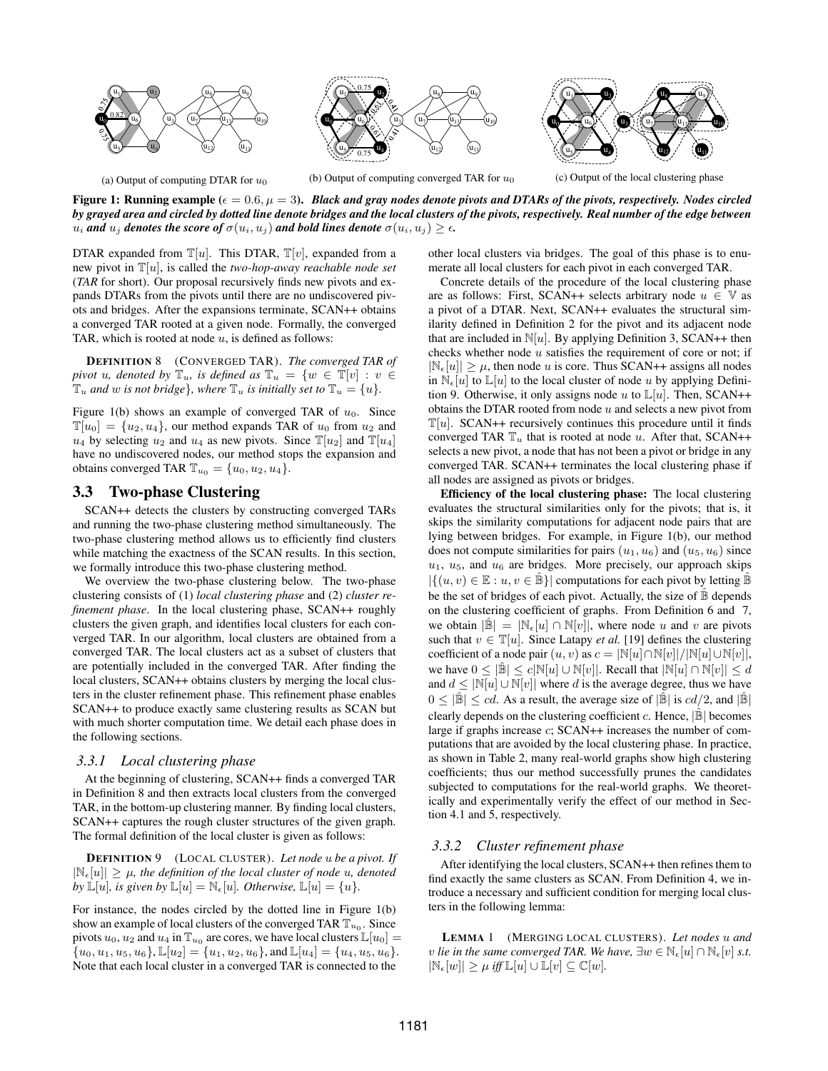(a) Output of computing DTAR for $u_0$

(b) Output of computing converged TAR for $u_0$

(c) Output of the local clustering phase

**Figure 1: Running example ($\epsilon = 0.6, \mu = 3$). *Black and gray nodes denote pivots and DTARs of the pivots, respectively. Nodes circled by grayed area and circled by dotted line denote bridges and the local clusters of the pivots, respectively. Real number of the edge between $u_i$ and $u_j$ denotes the score of $\sigma(u_i, u_j)$ and bold lines denote $\sigma(u_i, u_j) \geq \epsilon$.***

DTAR expanded from $\mathbb{T}[u]$. This DTAR, $\mathbb{T}[v]$, expanded from a new pivot in $\mathbb{T}[u]$, is called the *two-hop-away reachable node set* (*TAR* for short). Our proposal recursively finds new pivots and expands DTARs from the pivots until there are no undiscovered pivots and bridges. After the expansions terminate, SCAN++ obtains a converged TAR rooted at a given node. Formally, the converged TAR, which is rooted at node $u$, is defined as follows:

**DEFINITION 8** (CONVERGED TAR). *The converged TAR of pivot u, denoted by $\mathbb{T}_u$, is defined as $\mathbb{T}_u = \{w \in \mathbb{T}[v] : v \in \mathbb{T}_u$ and $w$ is not bridge$\}$, where $\mathbb{T}_u$ is initially set to $\mathbb{T}_u = \{u\}$.*

Figure 1(b) shows an example of converged TAR of $u_0$. Since $\mathbb{T}[u_0] = \{u_2, u_4\}$, our method expands TAR of $u_0$ from $u_2$ and $u_4$ by selecting $u_2$ and $u_4$ as new pivots. Since $\mathbb{T}[u_2]$ and $\mathbb{T}[u_4]$ have no undiscovered nodes, our method stops the expansion and obtains converged TAR $\mathbb{T}_{u_0} = \{u_0, u_2, u_4\}$.

## 3.3 Two-phase Clustering

SCAN++ detects the clusters by constructing converged TARs and running the two-phase clustering method simultaneously. The two-phase clustering method allows us to efficiently find clusters while matching the exactness of the SCAN results. In this section, we formally introduce this two-phase clustering method.

We overview the two-phase clustering below. The two-phase clustering consists of (1) *local clustering phase* and (2) *cluster refinement phase*. In the local clustering phase, SCAN++ roughly clusters the given graph, and identifies local clusters for each converged TAR. In our algorithm, local clusters are obtained from a converged TAR. The local clusters act as a subset of clusters that are potentially included in the converged TAR. After finding the local clusters, SCAN++ obtains clusters by merging the local clusters in the cluster refinement phase. This refinement phase enables SCAN++ to produce exactly same clustering results as SCAN but with much shorter computation time. We detail each phase does in the following sections.

### 3.3.1 Local clustering phase

At the beginning of clustering, SCAN++ finds a converged TAR in Definition 8 and then extracts local clusters from the converged TAR, in the bottom-up clustering manner. By finding local clusters, SCAN++ captures the rough cluster structures of the given graph. The formal definition of the local cluster is given as follows:

**DEFINITION 9** (LOCAL CLUSTER). *Let node u be a pivot. If $|\mathbb{N}_\epsilon[u]| \geq \mu$, the definition of the local cluster of node u, denoted by $\mathbb{L}[u]$, is given by $\mathbb{L}[u] = \mathbb{N}_\epsilon[u]$. Otherwise, $\mathbb{L}[u] = \{u\}$.*

For instance, the nodes circled by the dotted line in Figure 1(b) show an example of local clusters of the converged TAR $\mathbb{T}_{u_0}$. Since pivots $u_0$, $u_2$ and $u_4$ in $\mathbb{T}_{u_0}$ are cores, we have local clusters $\mathbb{L}[u_0] = \{u_0, u_1, u_5, u_6\}$, $\mathbb{L}[u_2] = \{u_1, u_2, u_6\}$, and $\mathbb{L}[u_4] = \{u_4, u_5, u_6\}$. Note that each local cluster in a converged TAR is connected to the other local clusters via bridges. The goal of this phase is to enumerate all local clusters for each pivot in each converged TAR.

Concrete details of the procedure of the local clustering phase are as follows: First, SCAN++ selects arbitrary node $u \in \mathbb{V}$ as a pivot of a DTAR. Next, SCAN++ evaluates the structural similarity defined in Definition 2 for the pivot and its adjacent node that are included in $\mathbb{N}[u]$. By applying Definition 3, SCAN++ then checks whether node $u$ satisfies the requirement of core or not; if $|\mathbb{N}_\epsilon[u]| \geq \mu$, then node $u$ is core. Thus SCAN++ assigns all nodes in $\mathbb{N}_\epsilon[u]$ to $\mathbb{L}[u]$ to the local cluster of node $u$ by applying Definition 9. Otherwise, it only assigns node $u$ to $\mathbb{L}[u]$. Then, SCAN++ obtains the DTAR rooted from node $u$ and selects a new pivot from $\mathbb{T}[u]$. SCAN++ recursively continues this procedure until it finds converged TAR $\mathbb{T}_u$ that is rooted at node $u$. After that, SCAN++ selects a new pivot, a node that has not been a pivot or bridge in any converged TAR. SCAN++ terminates the local clustering phase if all nodes are assigned as pivots or bridges.

**Efficiency of the local clustering phase:** The local clustering evaluates the structural similarities only for the pivots; that is, it skips the similarity computations for adjacent node pairs that are lying between bridges. For example, in Figure 1(b), our method does not compute similarities for pairs $(u_1, u_6)$ and $(u_5, u_6)$ since $u_1$, $u_5$, and $u_6$ are bridges. More precisely, our approach skips $|\{(u,v) \in \mathbb{E} : u, v \in \hat{\mathbb{B}}\}|$ computations for each pivot by letting $\hat{\mathbb{B}}$ be the set of bridges of each pivot. Actually, the size of $\hat{\mathbb{B}}$ depends on the clustering coefficient of graphs. From Definition 6 and 7, we obtain $|\hat{\mathbb{B}}| = |\mathbb{N}_\epsilon[u] \cap \mathbb{N}[v]|$, where node $u$ and $v$ are pivots such that $v \in \mathbb{T}[u]$. Since Latapy *et al.* [19] defines the clustering coefficient of a node pair $(u, v)$ as $c = |\mathbb{N}[u] \cap \mathbb{N}[v]|/|\mathbb{N}[u] \cup \mathbb{N}[v]|$, we have $0 \leq |\hat{\mathbb{B}}| \leq c|\mathbb{N}[u] \cup \mathbb{N}[v]|$. Recall that $|\mathbb{N}[u] \cap \mathbb{N}[v]| \leq d$ and $d \leq |\mathbb{N}[u] \cup \mathbb{N}[v]|$ where $d$ is the average degree, thus we have $0 \leq |\hat{\mathbb{B}}| \leq cd$. As a result, the average size of $|\hat{\mathbb{B}}|$ is $cd/2$, and $|\hat{\mathbb{B}}|$ clearly depends on the clustering coefficient $c$. Hence, $|\hat{\mathbb{B}}|$ becomes large if graphs increase $c$; SCAN++ increases the number of computations that are avoided by the local clustering phase. In practice, as shown in Table 2, many real-world graphs show high clustering coefficients; thus our method successfully prunes the candidates subjected to computations for the real-world graphs. We theoretically and experimentally verify the effect of our method in Section 4.1 and 5, respectively.

### 3.3.2 Cluster refinement phase

After identifying the local clusters, SCAN++ then refines them to find exactly the same clusters as SCAN. From Definition 4, we introduce a necessary and sufficient condition for merging local clusters in the following lemma:

**LEMMA 1** (MERGING LOCAL CLUSTERS). *Let nodes u and v lie in the same converged TAR. We have, $\exists w \in \mathbb{N}_\epsilon[u] \cap \mathbb{N}_\epsilon[v]$ s.t. $|\mathbb{N}_\epsilon[w]| \geq \mu$ iff $\mathbb{L}[u] \cup \mathbb{L}[v] \subseteq \mathbb{C}[w]$.*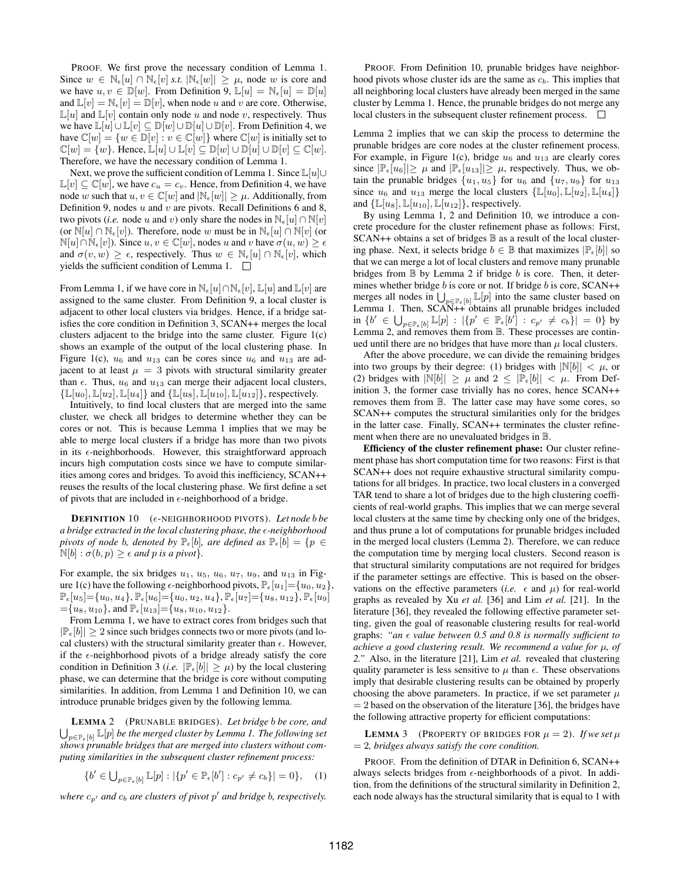PROOF. We first prove the necessary condition of Lemma 1. Since $w \in \mathbb{N}_\epsilon[u] \cap \mathbb{N}_\epsilon[v]$ *s.t.* $|\mathbb{N}_\epsilon[w]| \geq \mu$, node $w$ is core and we have $u, v \in \mathbb{D}[w]$. From Definition 9, $\mathbb{L}[u] = \mathbb{N}_\epsilon[u] = \mathbb{D}[u]$ and $\mathbb{L}[v] = \mathbb{N}_\epsilon[v] = \mathbb{D}[v]$, when node $u$ and $v$ are core. Otherwise, $\mathbb{L}[u]$ and $\mathbb{L}[v]$ contain only node $u$ and node $v$, respectively. Thus we have $\mathbb{L}[u] \cup \mathbb{L}[v] \subseteq \mathbb{D}[w] \cup \mathbb{D}[u] \cup \mathbb{D}[v]$. From Definition 4, we have $\mathbb{C}[w] = \{w \in \mathbb{D}[v] : v \in \mathbb{C}[w]\}$ where $\mathbb{C}[w]$ is initially set to $\mathbb{C}[w] = \{w\}$. Hence, $\mathbb{L}[u] \cup \mathbb{L}[v] \subseteq \mathbb{D}[w] \cup \mathbb{D}[u] \cup \mathbb{D}[v] \subseteq \mathbb{C}[w]$. Therefore, we have the necessary condition of Lemma 1.

Next, we prove the sufficient condition of Lemma 1. Since $\mathbb{L}[u] \cup \mathbb{L}[v] \subseteq \mathbb{C}[w]$, we have $c_u = c_v$. Hence, from Definition 4, we have node $w$ such that $u, v \in \mathbb{C}[w]$ and $|\mathbb{N}_\epsilon[w]| \geq \mu$. Additionally, from Definition 9, nodes $u$ and $v$ are pivots. Recall Definitions 6 and 8, two pivots (*i.e.* node $u$ and $v$) only share the nodes in $\mathbb{N}_\epsilon[u] \cap \mathbb{N}[v]$ (or $\mathbb{N}[u] \cap \mathbb{N}_\epsilon[v]$). Therefore, node $w$ must be in $\mathbb{N}_\epsilon[u] \cap \mathbb{N}[v]$ (or $\mathbb{N}[u] \cap \mathbb{N}_\epsilon[v]$). Since $u, v \in \mathbb{C}[w]$, nodes $u$ and $v$ have $\sigma(u, w) \geq \epsilon$ and $\sigma(v, w) \geq \epsilon$, respectively. Thus $w \in \mathbb{N}_\epsilon[u] \cap \mathbb{N}_\epsilon[v]$, which yields the sufficient condition of Lemma 1. □

From Lemma 1, if we have core in $\mathbb{N}_\epsilon[u] \cap \mathbb{N}_\epsilon[v]$, $\mathbb{L}[u]$ and $\mathbb{L}[v]$ are assigned to the same cluster. From Definition 9, a local cluster is adjacent to other local clusters via bridges. Hence, if a bridge satisfies the core condition in Definition 3, SCAN++ merges the local clusters adjacent to the bridge into the same cluster. Figure 1(c) shows an example of the output of the local clustering phase. In Figure 1(c), $u_6$ and $u_{13}$ can be cores since $u_6$ and $u_{13}$ are adjacent to at least $\mu = 3$ pivots with structural similarity greater than $\epsilon$. Thus, $u_6$ and $u_{13}$ can merge their adjacent local clusters, $\{\mathbb{L}[u_0], \mathbb{L}[u_2], \mathbb{L}[u_4]\}$ and $\{\mathbb{L}[u_8], \mathbb{L}[u_{10}], \mathbb{L}[u_{12}]\}$, respectively.

Intuitively, to find local clusters that are merged into the same cluster, we check all bridges to determine whether they can be cores or not. This is because Lemma 1 implies that we may be able to merge local clusters if a bridge has more than two pivots in its $\epsilon$-neighborhoods. However, this straightforward approach incurs high computation costs since we have to compute similarities among cores and bridges. To avoid this inefficiency, SCAN++ reuses the results of the local clustering phase. We first define a set of pivots that are included in $\epsilon$-neighborhood of a bridge.

**DEFINITION 10** ($\epsilon$-NEIGHBORHOOD PIVOTS). *Let node $b$ be a bridge extracted in the local clustering phase, the $\epsilon$-neighborhood pivots of node $b$, denoted by $\mathbb{P}_\epsilon[b]$, are defined as $\mathbb{P}_\epsilon[b] = \{p \in \mathbb{N}[b] : \sigma(b, p) \geq \epsilon$ and $p$ is a pivot$\}$.*

For example, the six bridges $u_1$, $u_5$, $u_6$, $u_7$, $u_9$, and $u_{13}$ in Figure 1(c) have the following $\epsilon$-neighborhood pivots, $\mathbb{P}_\epsilon[u_1]=\{u_0, u_2\}$, $\mathbb{P}_\epsilon[u_5]=\{u_0, u_4\}$, $\mathbb{P}_\epsilon[u_6]=\{u_0, u_2, u_4\}$, $\mathbb{P}_\epsilon[u_7]=\{u_8, u_{12}\}$, $\mathbb{P}_\epsilon[u_9]=\{u_8, u_{10}\}$, and $\mathbb{P}_\epsilon[u_{13}]=\{u_8, u_{10}, u_{12}\}$.

From Lemma 1, we have to extract cores from bridges such that $|\mathbb{P}_\epsilon[b]| \geq 2$ since such bridges connects two or more pivots (and local clusters) with the structural similarity greater than $\epsilon$. However, if the $\epsilon$-neighborhood pivots of a bridge already satisfy the core condition in Definition 3 (*i.e.* $|\mathbb{P}_\epsilon[b]| \geq \mu$) by the local clustering phase, we can determine that the bridge is core without computing similarities. In addition, from Lemma 1 and Definition 10, we can introduce prunable bridges given by the following lemma.

**LEMMA 2** (PRUNABLE BRIDGES). *Let bridge $b$ be core, and $\bigcup_{p \in \mathbb{P}_\epsilon[b]} \mathbb{L}[p]$ be the merged cluster by Lemma 1. The following set shows prunable bridges that are merged into clusters without computing similarities in the subsequent cluster refinement process:*

$$\{b' \in \textstyle\bigcup_{p \in \mathbb{P}_\epsilon[b]} \mathbb{L}[p] : |\{p' \in \mathbb{P}_\epsilon[b'] : c_{p'} \neq c_b\}| = 0\}, \quad (1)$$

*where $c_{p'}$ and $c_b$ are clusters of pivot $p'$ and bridge $b$, respectively.*

PROOF. From Definition 10, prunable bridges have neighborhood pivots whose cluster ids are the same as $c_b$. This implies that all neighboring local clusters have already been merged in the same cluster by Lemma 1. Hence, the prunable bridges do not merge any local clusters in the subsequent cluster refinement process. □

Lemma 2 implies that we can skip the process to determine the prunable bridges are core nodes at the cluster refinement process. For example, in Figure 1(c), bridge $u_6$ and $u_{13}$ are clearly cores since $|\mathbb{P}_\epsilon[u_6]| \geq \mu$ and $|\mathbb{P}_\epsilon[u_{13}]| \geq \mu$, respectively. Thus, we obtain the prunable bridges $\{u_1, u_5\}$ for $u_6$ and $\{u_7, u_9\}$ for $u_{13}$ since $u_6$ and $u_{13}$ merge the local clusters $\{\mathbb{L}[u_0], \mathbb{L}[u_2], \mathbb{L}[u_4]\}$ and $\{\mathbb{L}[u_8], \mathbb{L}[u_{10}], \mathbb{L}[u_{12}]\}$, respectively.

By using Lemma 1, 2 and Definition 10, we introduce a concrete procedure for the cluster refinement phase as follows: First, SCAN++ obtains a set of bridges $\mathbb{B}$ as a result of the local clustering phase. Next, it selects bridge $b \in \mathbb{B}$ that maximizes $|\mathbb{P}_\epsilon[b]|$ so that we can merge a lot of local clusters and remove many prunable bridges from $\mathbb{B}$ by Lemma 2 if bridge $b$ is core. Then, it determines whether bridge $b$ is core or not. If bridge $b$ is core, SCAN++ merges all nodes in $\bigcup_{p \in \mathbb{P}_\epsilon[b]} \mathbb{L}[p]$ into the same cluster based on Lemma 1. Then, SCAN++ obtains all prunable bridges included in $\{b' \in \bigcup_{p \in \mathbb{P}_\epsilon[b]} \mathbb{L}[p] : |\{p' \in \mathbb{P}_\epsilon[b'] : c_{p'} \neq c_b\}| = 0\}$ by Lemma 2, and removes them from $\mathbb{B}$. These processes are continued until there are no bridges that have more than $\mu$ local clusters.

After the above procedure, we can divide the remaining bridges into two groups by their degree: (1) bridges with $|\mathbb{N}[b]| < \mu$, or (2) bridges with $|\mathbb{N}[b]| \geq \mu$ and $2 \leq |\mathbb{P}_\epsilon[b]| < \mu$. From Definition 3, the former case trivially has no cores, hence SCAN++ removes them from $\mathbb{B}$. The latter case may have some cores, so SCAN++ computes the structural similarities only for the bridges in the latter case. Finally, SCAN++ terminates the cluster refinement when there are no unevaluated bridges in $\mathbb{B}$.

**Efficiency of the cluster refinement phase:** Our cluster refinement phase has short computation time for two reasons: First is that SCAN++ does not require exhaustive structural similarity computations for all bridges. In practice, two local clusters in a converged TAR tend to share a lot of bridges due to the high clustering coefficients of real-world graphs. This implies that we can merge several local clusters at the same time by checking only one of the bridges, and thus prune a lot of computations for prunable bridges included in the merged local clusters (Lemma 2). Therefore, we can reduce the computation time by merging local clusters. Second reason is that structural similarity computations are not required for bridges if the parameter settings are effective. This is based on the observations on the effective parameters (*i.e.* $\epsilon$ and $\mu$) for real-world graphs as revealed by Xu *et al.* [36] and Lim *et al.* [21]. In the literature [36], they revealed the following effective parameter setting, given the goal of reasonable clustering results for real-world graphs: *"an $\epsilon$ value between 0.5 and 0.8 is normally sufficient to achieve a good clustering result. We recommend a value for $\mu$, of 2."* Also, in the literature [21], Lim *et al.* revealed that clustering quality parameter is less sensitive to $\mu$ than $\epsilon$. These observations imply that desirable clustering results can be obtained by properly choosing the above parameters. In practice, if we set parameter $\mu = 2$ based on the observation of the literature [36], the bridges have the following attractive property for efficient computations:

**LEMMA 3** (PROPERTY OF BRIDGES FOR $\mu = 2$). *If we set $\mu = 2$, bridges always satisfy the core condition.*

PROOF. From the definition of DTAR in Definition 6, SCAN++ always selects bridges from $\epsilon$-neighborhoods of a pivot. In addition, from the definitions of the structural similarity in Definition 2, each node always has the structural similarity that is equal to 1 with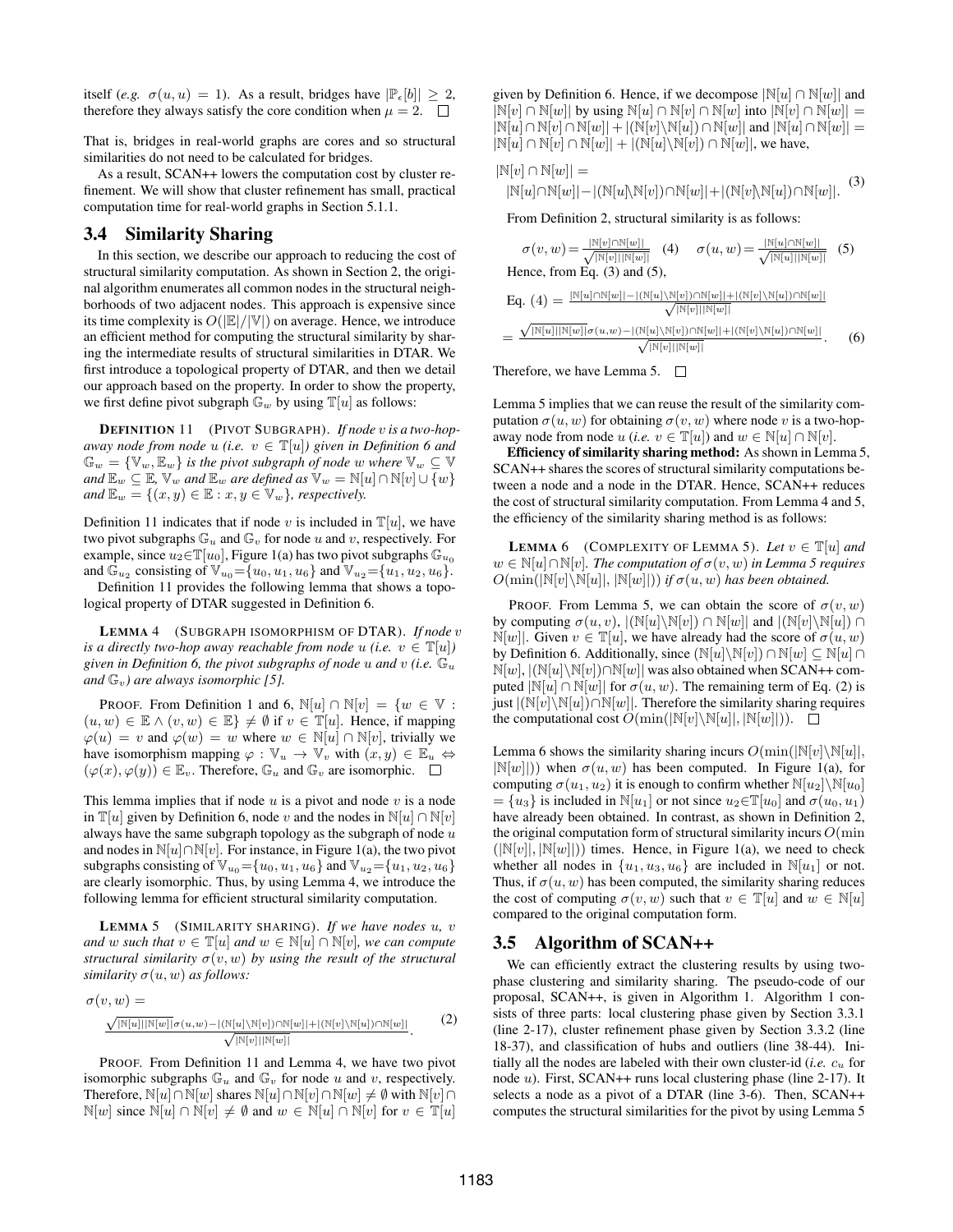itself (*e.g.* $\sigma(u,u) = 1$). As a result, bridges have $|\mathbb{P}_\epsilon[b]| \geq 2$, therefore they always satisfy the core condition when $\mu = 2$. $\square$

That is, bridges in real-world graphs are cores and so structural similarities do not need to be calculated for bridges.

As a result, SCAN++ lowers the computation cost by cluster refinement. We will show that cluster refinement has small, practical computation time for real-world graphs in Section 5.1.1.

## 3.4 Similarity Sharing

In this section, we describe our approach to reducing the cost of structural similarity computation. As shown in Section 2, the original algorithm enumerates all common nodes in the structural neighborhoods of two adjacent nodes. This approach is expensive since its time complexity is $O(|\mathbb{E}|/|\mathbb{V}|)$ on average. Hence, we introduce an efficient method for computing the structural similarity by sharing the intermediate results of structural similarities in DTAR. We first introduce a topological property of DTAR, and then we detail our approach based on the property. In order to show the property, we first define pivot subgraph $\mathbb{G}_w$ by using $\mathbb{T}[u]$ as follows:

**DEFINITION 11** (PIVOT SUBGRAPH). *If node $v$ is a two-hop-away node from node $u$ (i.e. $v \in \mathbb{T}[u]$) given in Definition 6 and $\mathbb{G}_w = \{\mathbb{V}_w, \mathbb{E}_w\}$ is the pivot subgraph of node $w$ where $\mathbb{V}_w \subseteq \mathbb{V}$ and $\mathbb{E}_w \subseteq \mathbb{E}$, $\mathbb{V}_w$ and $\mathbb{E}_w$ are defined as $\mathbb{V}_w = \mathbb{N}[u] \cap \mathbb{N}[v] \cup \{w\}$ and $\mathbb{E}_w = \{(x,y) \in \mathbb{E} : x, y \in \mathbb{V}_w\}$, respectively.*

Definition 11 indicates that if node $v$ is included in $\mathbb{T}[u]$, we have two pivot subgraphs $\mathbb{G}_u$ and $\mathbb{G}_v$ for node $u$ and $v$, respectively. For example, since $u_2 \in \mathbb{T}[u_0]$, Figure 1(a) has two pivot subgraphs $\mathbb{G}_{u_0}$ and $\mathbb{G}_{u_2}$ consisting of $\mathbb{V}_{u_0} = \{u_0, u_1, u_6\}$ and $\mathbb{V}_{u_2} = \{u_1, u_2, u_6\}$.

Definition 11 provides the following lemma that shows a topological property of DTAR suggested in Definition 6.

**LEMMA 4** (SUBGRAPH ISOMORPHISM OF DTAR). *If node $v$ is a directly two-hop away reachable from node $u$ (i.e. $v \in \mathbb{T}[u]$) given in Definition 6, the pivot subgraphs of node $u$ and $v$ (i.e. $\mathbb{G}_u$ and $\mathbb{G}_v$) are always isomorphic [5].*

PROOF. From Definition 1 and 6, $\mathbb{N}[u] \cap \mathbb{N}[v] = \{w \in \mathbb{V} : (u,w) \in \mathbb{E} \wedge (v,w) \in \mathbb{E}\} \neq \emptyset$ if $v \in \mathbb{T}[u]$. Hence, if mapping $\varphi(u) = v$ and $\varphi(w) = w$ where $w \in \mathbb{N}[u] \cap \mathbb{N}[v]$, trivially we have isomorphism mapping $\varphi : \mathbb{V}_u \to \mathbb{V}_v$ with $(x,y) \in \mathbb{E}_u \Leftrightarrow (\varphi(x), \varphi(y)) \in \mathbb{E}_v$. Therefore, $\mathbb{G}_u$ and $\mathbb{G}_v$ are isomorphic. $\square$

This lemma implies that if node $u$ is a pivot and node $v$ is a node in $\mathbb{T}[u]$ given by Definition 6, node $v$ and the nodes in $\mathbb{N}[u] \cap \mathbb{N}[v]$ always have the same subgraph topology as the subgraph of node $u$ and nodes in $\mathbb{N}[u] \cap \mathbb{N}[v]$. For instance, in Figure 1(a), the two pivot subgraphs consisting of $\mathbb{V}_{u_0} = \{u_0, u_1, u_6\}$ and $\mathbb{V}_{u_2} = \{u_1, u_2, u_6\}$ are clearly isomorphic. Thus, by using Lemma 4, we introduce the following lemma for efficient structural similarity computation.

**LEMMA 5** (SIMILARITY SHARING). *If we have nodes $u$, $v$ and $w$ such that $v \in \mathbb{T}[u]$ and $w \in \mathbb{N}[u] \cap \mathbb{N}[v]$, we can compute structural similarity $\sigma(v,w)$ by using the result of the structural similarity $\sigma(u,w)$ as follows:*

$$\sigma(v,w) = \frac{\sqrt{|\mathbb{N}[u]||\mathbb{N}[w]|}\sigma(u,w) - |(\mathbb{N}[u]\backslash\mathbb{N}[v]) \cap \mathbb{N}[w]| + |(\mathbb{N}[v]\backslash\mathbb{N}[u]) \cap \mathbb{N}[w]|}{\sqrt{|\mathbb{N}[v]||\mathbb{N}[w]|}}. \tag{2}$$

PROOF. From Definition 11 and Lemma 4, we have two pivot isomorphic subgraphs $\mathbb{G}_u$ and $\mathbb{G}_v$ for node $u$ and $v$, respectively. Therefore, $\mathbb{N}[u] \cap \mathbb{N}[w]$ shares $\mathbb{N}[u] \cap \mathbb{N}[v] \cap \mathbb{N}[w] \neq \emptyset$ with $\mathbb{N}[v] \cap \mathbb{N}[w]$ since $\mathbb{N}[u] \cap \mathbb{N}[v] \neq \emptyset$ and $w \in \mathbb{N}[u] \cap \mathbb{N}[v]$ for $v \in \mathbb{T}[u]$ given by Definition 6. Hence, if we decompose $|\mathbb{N}[u] \cap \mathbb{N}[w]|$ and $|\mathbb{N}[v] \cap \mathbb{N}[w]|$ by using $\mathbb{N}[u] \cap \mathbb{N}[v] \cap \mathbb{N}[w]$ into $|\mathbb{N}[v] \cap \mathbb{N}[w]| = |\mathbb{N}[u] \cap \mathbb{N}[v] \cap \mathbb{N}[w]| + |(\mathbb{N}[v]\backslash\mathbb{N}[u]) \cap \mathbb{N}[w]|$ and $|\mathbb{N}[u] \cap \mathbb{N}[w]| = |\mathbb{N}[u] \cap \mathbb{N}[v] \cap \mathbb{N}[w]| + |(\mathbb{N}[u]\backslash\mathbb{N}[v]) \cap \mathbb{N}[w]|$, we have,

$$|\mathbb{N}[v] \cap \mathbb{N}[w]| = |\mathbb{N}[u] \cap \mathbb{N}[w]| - |(\mathbb{N}[u]\backslash\mathbb{N}[v]) \cap \mathbb{N}[w]| + |(\mathbb{N}[v]\backslash\mathbb{N}[u]) \cap \mathbb{N}[w]|. \tag{3}$$

From Definition 2, structural similarity is as follows:

$$\sigma(v,w) = \frac{|\mathbb{N}[v] \cap \mathbb{N}[w]|}{\sqrt{|\mathbb{N}[v]||\mathbb{N}[w]|}} \quad (4) \qquad \sigma(u,w) = \frac{|\mathbb{N}[u] \cap \mathbb{N}[w]|}{\sqrt{|\mathbb{N}[u]||\mathbb{N}[w]|}} \quad (5)$$

Hence, from Eq. (3) and (5),

$$\text{Eq. (4)} = \frac{|\mathbb{N}[u] \cap \mathbb{N}[w]| - |(\mathbb{N}[u]\backslash\mathbb{N}[v]) \cap \mathbb{N}[w]| + |(\mathbb{N}[v]\backslash\mathbb{N}[u]) \cap \mathbb{N}[w]|}{\sqrt{|\mathbb{N}[v]||\mathbb{N}[w]|}}$$

$$= \frac{\sqrt{|\mathbb{N}[u]||\mathbb{N}[w]|}\sigma(u,w) - |(\mathbb{N}[u]\backslash\mathbb{N}[v]) \cap \mathbb{N}[w]| + |(\mathbb{N}[v]\backslash\mathbb{N}[u]) \cap \mathbb{N}[w]|}{\sqrt{|\mathbb{N}[v]||\mathbb{N}[w]|}}. \tag{6}$$

Therefore, we have Lemma 5. $\square$

Lemma 5 implies that we can reuse the result of the similarity computation $\sigma(u,w)$ for obtaining $\sigma(v,w)$ where node $v$ is a two-hop-away node from node $u$ (*i.e.* $v \in \mathbb{T}[u]$) and $w \in \mathbb{N}[u] \cap \mathbb{N}[v]$.

**Efficiency of similarity sharing method:** As shown in Lemma 5, SCAN++ shares the scores of structural similarity computations between a node and a node in the DTAR. Hence, SCAN++ reduces the cost of structural similarity computation. From Lemma 4 and 5, the efficiency of the similarity sharing method is as follows:

**LEMMA 6** (COMPLEXITY OF LEMMA 5). *Let $v \in \mathbb{T}[u]$ and $w \in \mathbb{N}[u] \cap \mathbb{N}[v]$. The computation of $\sigma(v,w)$ in Lemma 5 requires $O(\min(|\mathbb{N}[v]\backslash\mathbb{N}[u]|, |\mathbb{N}[w]|))$ if $\sigma(u,w)$ has been obtained.*

PROOF. From Lemma 5, we can obtain the score of $\sigma(v,w)$ by computing $\sigma(u,v)$, $|(\mathbb{N}[u]\backslash\mathbb{N}[v]) \cap \mathbb{N}[w]|$ and $|(\mathbb{N}[v]\backslash\mathbb{N}[u]) \cap \mathbb{N}[w]|$. Given $v \in \mathbb{T}[u]$, we have already had the score of $\sigma(u,w)$ by Definition 6. Additionally, since $(\mathbb{N}[u]\backslash\mathbb{N}[v]) \cap \mathbb{N}[w] \subseteq \mathbb{N}[u] \cap \mathbb{N}[w]$, $|(\mathbb{N}[u]\backslash\mathbb{N}[v]) \cap \mathbb{N}[w]|$ was also obtained when SCAN++ computed $|\mathbb{N}[u] \cap \mathbb{N}[w]|$ for $\sigma(u,w)$. The remaining term of Eq. (2) is just $|(\mathbb{N}[v]\backslash\mathbb{N}[u]) \cap \mathbb{N}[w]|$. Therefore the similarity sharing requires the computational cost $O(\min(|\mathbb{N}[v]\backslash\mathbb{N}[u]|, |\mathbb{N}[w]|))$. $\square$

Lemma 6 shows the similarity sharing incurs $O(\min(|\mathbb{N}[v]\backslash\mathbb{N}[u]|, |\mathbb{N}[w]|))$ when $\sigma(u,w)$ has been computed. In Figure 1(a), for computing $\sigma(u_1, u_2)$ it is enough to confirm whether $\mathbb{N}[u_2]\backslash\mathbb{N}[u_0] = \{u_3\}$ is included in $\mathbb{N}[u_1]$ or not since $u_2 \in \mathbb{T}[u_0]$ and $\sigma(u_0, u_1)$ have already been obtained. In contrast, as shown in Definition 2, the original computation form of structural similarity incurs $O(\min(|\mathbb{N}[v]|, |\mathbb{N}[w]|))$ times. Hence, in Figure 1(a), we need to check whether all nodes in $\{u_1, u_3, u_6\}$ are included in $\mathbb{N}[u_1]$ or not. Thus, if $\sigma(u,w)$ has been computed, the similarity sharing reduces the cost of computing $\sigma(v,w)$ such that $v \in \mathbb{T}[u]$ and $w \in \mathbb{N}[u]$ compared to the original computation form.

## 3.5 Algorithm of SCAN++

We can efficiently extract the clustering results by using two-phase clustering and similarity sharing. The pseudo-code of our proposal, SCAN++, is given in Algorithm 1. Algorithm 1 consists of three parts: local clustering phase given by Section 3.3.1 (line 2-17), cluster refinement phase given by Section 3.3.2 (line 18-37), and classification of hubs and outliers (line 38-44). Initially all the nodes are labeled with their own cluster-id (*i.e.* $c_u$ for node $u$). First, SCAN++ runs local clustering phase (line 2-17). It selects a node as a pivot of a DTAR (line 3-6). Then, SCAN++ computes the structural similarities for the pivot by using Lemma 5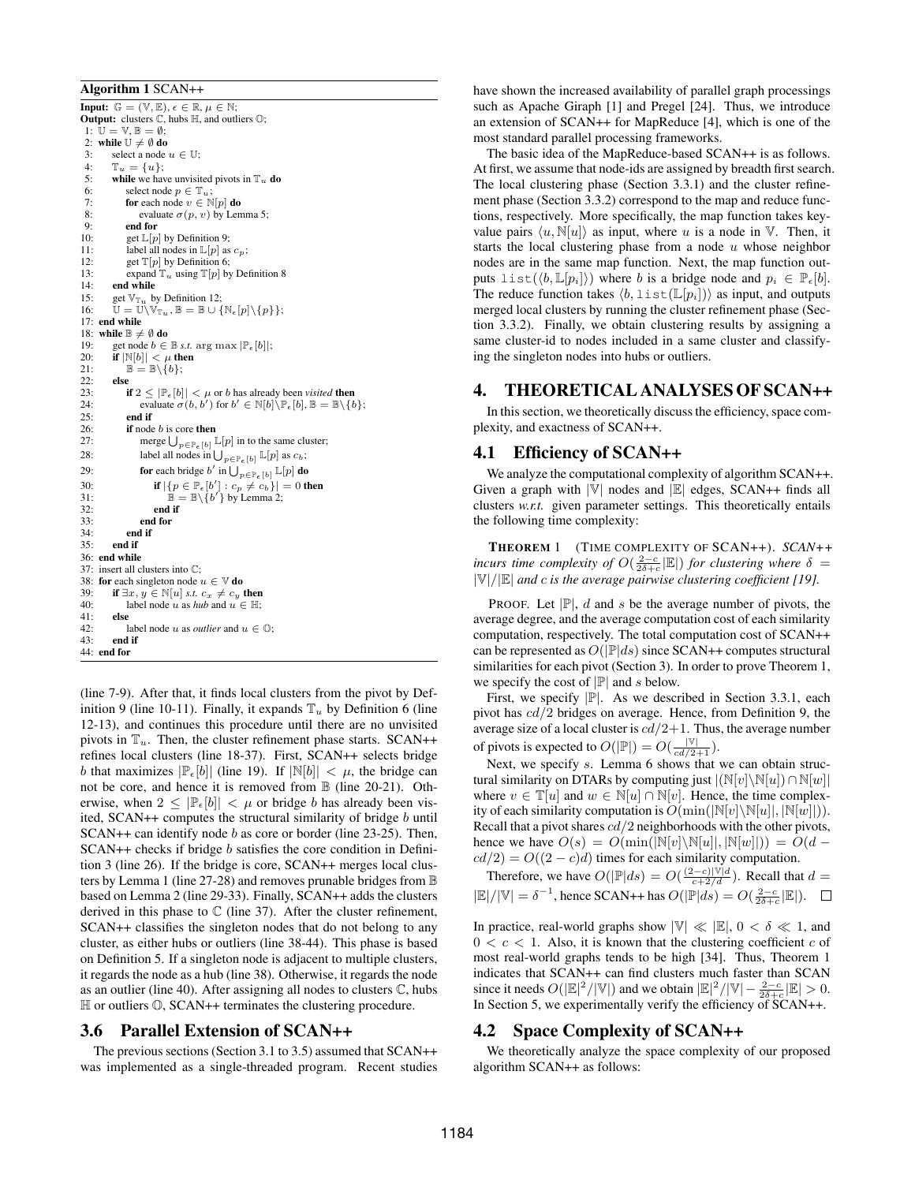**Algorithm 1** SCAN++

**Input:** $\mathbb{G} = (\mathbb{V}, \mathbb{E})$, $\epsilon \in \mathbb{R}$, $\mu \in \mathbb{N}$;
**Output:** clusters $\mathbb{C}$, hubs $\mathbb{H}$, and outliers $\mathbb{O}$;

```
1: U = V, B = ∅;
2: while U ≠ ∅ do
3:    select a node u ∈ U;
4:    T_u = {u};
5:    while we have unvisited pivots in T_u do
6:       select node p ∈ T_u;
7:       for each node v ∈ N[p] do
8:          evaluate σ(p, v) by Lemma 5;
9:       end for
10:      get L[p] by Definition 9;
11:      label all nodes in L[p] as c_p;
12:      get T[p] by Definition 6;
13:      expand T_u using T[p] by Definition 8
14:   end while
15:   get V_{T_u} by Definition 12;
16:   U = U\V_{T_u}, B = B ∪ {N_ε[p]\{p}};
17: end while
18: while B ≠ ∅ do
19:   get node b ∈ B s.t. arg max |P_ε[b]|;
20:   if |N[b]| < μ then
21:      B = B\{b};
22:   else
23:      if 2 ≤ |P_ε[b]| < μ or b has already been visited then
24:         evaluate σ(b, b') for b' ∈ N[b]\P_ε[b], B = B\{b};
25:      end if
26:      if node b is core then
27:         merge ⋃_{p∈P_ε[b]} L[p] in to the same cluster;
28:         label all nodes in ⋃_{p∈P_ε[b]} L[p] as c_b;
29:         for each bridge b' in ⋃_{p∈P_ε[b]} L[p] do
30:            if |{p ∈ P_ε[b'] : c_p ≠ c_b}| = 0 then
31:               B = B\{b'} by Lemma 2;
32:            end if
33:         end for
34:      end if
35:   end if
36: end while
37: insert all clusters into C;
38: for each singleton node u ∈ V do
39:   if ∃x, y ∈ N[u] s.t. c_x ≠ c_y then
40:      label node u as hub and u ∈ H;
41:   else
42:      label node u as outlier and u ∈ O;
43:   end if
44: end for
```

(line 7-9). After that, it finds local clusters from the pivot by Definition 9 (line 10-11). Finally, it expands $\mathbb{T}_u$ by Definition 6 (line 12-13), and continues this procedure until there are no unvisited pivots in $\mathbb{T}_u$. Then, the cluster refinement phase starts. SCAN++ refines local clusters (line 18-37). First, SCAN++ selects bridge $b$ that maximizes $|\mathbb{P}_\epsilon[b]|$ (line 19). If $|\mathbb{N}[b]| < \mu$, the bridge can not be core, and hence it is removed from $\mathbb{B}$ (line 20-21). Otherwise, when $2 \leq |\mathbb{P}_\epsilon[b]| < \mu$ or bridge $b$ has already been visited, SCAN++ computes the structural similarity of bridge $b$ until SCAN++ can identify node $b$ as core or border (line 23-25). Then, SCAN++ checks if bridge $b$ satisfies the core condition in Definition 3 (line 26). If the bridge is core, SCAN++ merges local clusters by Lemma 1 (line 27-28) and removes prunable bridges from $\mathbb{B}$ based on Lemma 2 (line 29-33). Finally, SCAN++ adds the clusters derived in this phase to $\mathbb{C}$ (line 37). After the cluster refinement, SCAN++ classifies the singleton nodes that do not belong to any cluster, as either hubs or outliers (line 38-44). This phase is based on Definition 5. If a singleton node is adjacent to multiple clusters, it regards the node as a hub (line 38). Otherwise, it regards the node as an outlier (line 40). After assigning all nodes to clusters $\mathbb{C}$, hubs $\mathbb{H}$ or outliers $\mathbb{O}$, SCAN++ terminates the clustering procedure.

## 3.6 Parallel Extension of SCAN++

The previous sections (Section 3.1 to 3.5) assumed that SCAN++ was implemented as a single-threaded program. Recent studies have shown the increased availability of parallel graph processings such as Apache Giraph [1] and Pregel [24]. Thus, we introduce an extension of SCAN++ for MapReduce [4], which is one of the most standard parallel processing frameworks.

The basic idea of the MapReduce-based SCAN++ is as follows. At first, we assume that node-ids are assigned by breadth first search. The local clustering phase (Section 3.3.1) and the cluster refinement phase (Section 3.3.2) correspond to the map and reduce functions, respectively. More specifically, the map function takes key-value pairs $\langle u, \mathbb{N}[u]\rangle$ as input, where $u$ is a node in $\mathbb{V}$. Then, it starts the local clustering phase from a node $u$ whose neighbor nodes are in the same map function. Next, the map function outputs $\texttt{list}(\langle b, \mathbb{L}[p_i]\rangle)$ where $b$ is a bridge node and $p_i \in \mathbb{P}_\epsilon[b]$. The reduce function takes $\langle b, \texttt{list}(\mathbb{L}[p_i])\rangle$ as input, and outputs merged local clusters by running the cluster refinement phase (Section 3.3.2). Finally, we obtain clustering results by assigning a same cluster-id to nodes included in a same cluster and classifying the singleton nodes into hubs or outliers.

# 4. THEORETICAL ANALYSES OF SCAN++

In this section, we theoretically discuss the efficiency, space complexity, and exactness of SCAN++.

## 4.1 Efficiency of SCAN++

We analyze the computational complexity of algorithm SCAN++. Given a graph with $|\mathbb{V}|$ nodes and $|\mathbb{E}|$ edges, SCAN++ finds all clusters *w.r.t.* given parameter settings. This theoretically entails the following time complexity:

**THEOREM 1** (TIME COMPLEXITY OF SCAN++). *SCAN++ incurs time complexity of $O(\frac{2-c}{2\delta+c}|\mathbb{E}|)$ for clustering where $\delta = |\mathbb{V}|/|\mathbb{E}|$ and $c$ is the average pairwise clustering coefficient [19].*

PROOF. Let $|\mathbb{P}|$, $d$ and $s$ be the average number of pivots, the average degree, and the average computation cost of each similarity computation, respectively. The total computation cost of SCAN++ can be represented as $O(|\mathbb{P}|ds)$ since SCAN++ computes structural similarities for each pivot (Section 3). In order to prove Theorem 1, we specify the cost of $|\mathbb{P}|$ and $s$ below.

First, we specify $|\mathbb{P}|$. As we described in Section 3.3.1, each pivot has $cd/2$ bridges on average. Hence, from Definition 9, the average size of a local cluster is $cd/2+1$. Thus, the average number of pivots is expected to $O(|\mathbb{P}|) = O(\frac{|\mathbb{V}|}{cd/2+1})$.

Next, we specify $s$. Lemma 6 shows that we can obtain structural similarity on DTARs by computing just $|(\mathbb{N}[v]\backslash\mathbb{N}[u]) \cap \mathbb{N}[w]|$ where $v \in \mathbb{T}[u]$ and $w \in \mathbb{N}[u] \cap \mathbb{N}[v]$. Hence, the time complexity of each similarity computation is $O(\min(|\mathbb{N}[v]\backslash\mathbb{N}[u]|, |\mathbb{N}[w]|))$. Recall that a pivot shares $cd/2$ neighborhoods with the other pivots, hence we have $O(s) = O(\min(|\mathbb{N}[v]\backslash\mathbb{N}[u]|, |\mathbb{N}[w]|)) = O(d - cd/2) = O((2-c)d)$ times for each similarity computation.

Therefore, we have $O(|\mathbb{P}|ds) = O(\frac{(2-c)|\mathbb{V}|d}{c+2/d})$. Recall that $d = |\mathbb{E}|/|\mathbb{V}| = \delta^{-1}$, hence SCAN++ has $O(|\mathbb{P}|ds) = O(\frac{2-c}{2\delta+c}|\mathbb{E}|)$. □

In practice, real-world graphs show $|\mathbb{V}| \ll |\mathbb{E}|$, $0 < \delta \ll 1$, and $0 < c < 1$. Also, it is known that the clustering coefficient $c$ of most real-world graphs tends to be high [34]. Thus, Theorem 1 indicates that SCAN++ can find clusters much faster than SCAN since it needs $O(|\mathbb{E}|^2/|\mathbb{V}|)$ and we obtain $|\mathbb{E}|^2/|\mathbb{V}| - \frac{2-c}{2\delta+c}|\mathbb{E}| > 0$. In Section 5, we experimentally verify the efficiency of SCAN++.

## 4.2 Space Complexity of SCAN++

We theoretically analyze the space complexity of our proposed algorithm SCAN++ as follows: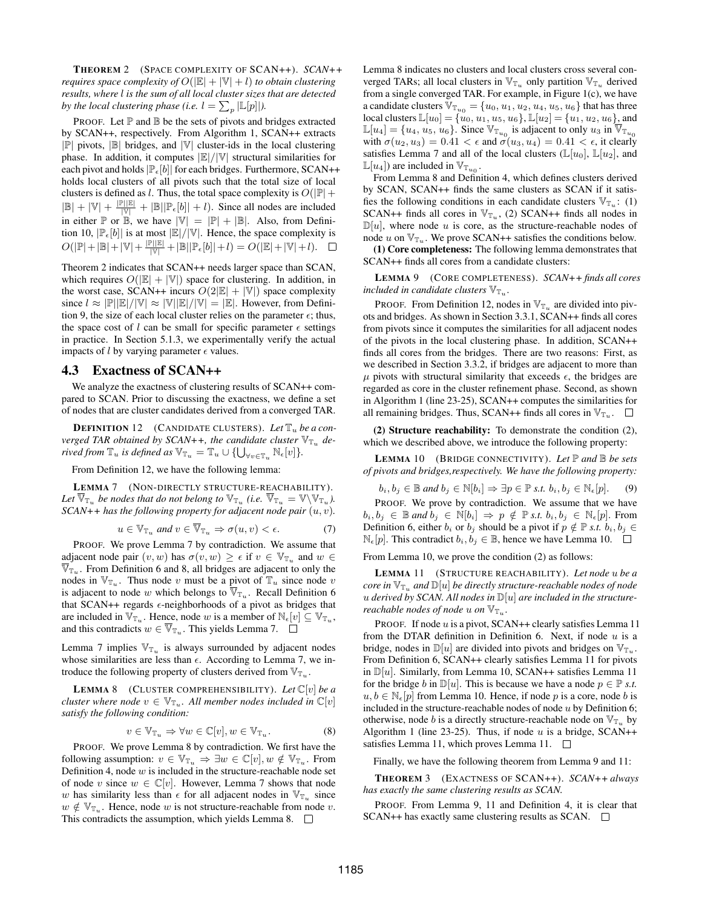**THEOREM 2** (SPACE COMPLEXITY OF SCAN++). *SCAN++ requires space complexity of $O(|\mathbb{E}| + |\mathbb{V}| + l)$ to obtain clustering results, where $l$ is the sum of all local cluster sizes that are detected by the local clustering phase (i.e. $l = \sum_p |\mathbb{L}[p]|$).*

PROOF. Let $\mathbb{P}$ and $\mathbb{B}$ be the sets of pivots and bridges extracted by SCAN++, respectively. From Algorithm 1, SCAN++ extracts $|\mathbb{P}|$ pivots, $|\mathbb{B}|$ bridges, and $|\mathbb{V}|$ cluster-ids in the local clustering phase. In addition, it computes $|\mathbb{E}|/|\mathbb{V}|$ structural similarities for each pivot and holds $|\mathbb{P}_\epsilon[b]|$ for each bridges. Furthermore, SCAN++ holds local clusters of all pivots such that the total size of local clusters is defined as $l$. Thus, the total space complexity is $O(|\mathbb{P}| + |\mathbb{B}| + |\mathbb{V}| + \frac{|\mathbb{P}||\mathbb{E}|}{|\mathbb{V}|} + |\mathbb{B}||\mathbb{P}_\epsilon[b]| + l)$. Since all nodes are included in either $\mathbb{P}$ or $\mathbb{B}$, we have $|\mathbb{V}| = |\mathbb{P}| + |\mathbb{B}|$. Also, from Definition 10, $|\mathbb{P}_\epsilon[b]|$ is at most $|\mathbb{E}|/|\mathbb{V}|$. Hence, the space complexity is $O(|\mathbb{P}|+|\mathbb{B}|+|\mathbb{V}|+\frac{|\mathbb{P}||\mathbb{E}|}{|\mathbb{V}|}+|\mathbb{B}||\mathbb{P}_\epsilon[b]|+l) = O(|\mathbb{E}|+|\mathbb{V}|+l)$. □

Theorem 2 indicates that SCAN++ needs larger space than SCAN, which requires $O(|\mathbb{E}| + |\mathbb{V}|)$ space for clustering. In addition, in the worst case, SCAN++ incurs $O(2|\mathbb{E}| + |\mathbb{V}|)$ space complexity since $l \approx |\mathbb{P}||\mathbb{E}|/|\mathbb{V}| \approx |\mathbb{V}||\mathbb{E}|/|\mathbb{V}| = |\mathbb{E}|$. However, from Definition 9, the size of each local cluster relies on the parameter $\epsilon$; thus, the space cost of $l$ can be small for specific parameter $\epsilon$ settings in practice. In Section 5.1.3, we experimentally verify the actual impacts of $l$ by varying parameter $\epsilon$ values.

## 4.3 Exactness of SCAN++

We analyze the exactness of clustering results of SCAN++ compared to SCAN. Prior to discussing the exactness, we define a set of nodes that are cluster candidates derived from a converged TAR.

**DEFINITION 12** (CANDIDATE CLUSTERS). *Let $\mathbb{T}_u$ be a converged TAR obtained by SCAN++, the candidate cluster $\mathbb{V}_{\mathbb{T}_u}$ derived from $\mathbb{T}_u$ is defined as $\mathbb{V}_{\mathbb{T}_u} = \mathbb{T}_u \cup \{\bigcup_{\forall v \in \mathbb{T}_u} \mathbb{N}_\epsilon[v]\}$.*

From Definition 12, we have the following lemma:

**LEMMA 7** (NON-DIRECTLY STRUCTURE-REACHABILITY). *Let $\overline{\mathbb{V}}_{\mathbb{T}_u}$ be nodes that do not belong to $\mathbb{V}_{\mathbb{T}_u}$ (i.e. $\overline{\mathbb{V}}_{\mathbb{T}_u} = \mathbb{V} \backslash \mathbb{V}_{\mathbb{T}_u}$). SCAN++ has the following property for adjacent node pair $(u, v)$.*

$$u \in \mathbb{V}_{\mathbb{T}_u} \text{ and } v \in \overline{\mathbb{V}}_{\mathbb{T}_u} \Rightarrow \sigma(u, v) < \epsilon. \tag{7}$$

PROOF. We prove Lemma 7 by contradiction. We assume that adjacent node pair $(v, w)$ has $\sigma(v, w) \geq \epsilon$ if $v \in \mathbb{V}_{\mathbb{T}_u}$ and $w \in \overline{\mathbb{V}}_{\mathbb{T}_u}$. From Definition 6 and 8, all bridges are adjacent to only the nodes in $\mathbb{V}_{\mathbb{T}_u}$. Thus node $v$ must be a pivot of $\mathbb{T}_u$ since node $v$ is adjacent to node $w$ which belongs to $\overline{\mathbb{V}}_{\mathbb{T}_u}$. Recall Definition 6 that SCAN++ regards $\epsilon$-neighborhoods of a pivot as bridges that are included in $\mathbb{V}_{\mathbb{T}_u}$. Hence, node $w$ is a member of $\mathbb{N}_\epsilon[v] \subseteq \mathbb{V}_{\mathbb{T}_u}$, and this contradicts $w \in \overline{\mathbb{V}}_{\mathbb{T}_u}$. This yields Lemma 7. □

Lemma 7 implies $\mathbb{V}_{\mathbb{T}_u}$ is always surrounded by adjacent nodes whose similarities are less than $\epsilon$. According to Lemma 7, we introduce the following property of clusters derived from $\mathbb{V}_{\mathbb{T}_u}$.

**LEMMA 8** (CLUSTER COMPREHENSIBILITY). *Let $\mathbb{C}[v]$ be a cluster where node $v \in \mathbb{V}_{\mathbb{T}_u}$. All member nodes included in $\mathbb{C}[v]$ satisfy the following condition:*

$$v \in \mathbb{V}_{\mathbb{T}_u} \Rightarrow \forall w \in \mathbb{C}[v], w \in \mathbb{V}_{\mathbb{T}_u}. \tag{8}$$

PROOF. We prove Lemma 8 by contradiction. We first have the following assumption: $v \in \mathbb{V}_{\mathbb{T}_u} \Rightarrow \exists w \in \mathbb{C}[v], w \notin \mathbb{V}_{\mathbb{T}_u}$. From Definition 4, node $w$ is included in the structure-reachable node set of node $v$ since $w \in \mathbb{C}[v]$. However, Lemma 7 shows that node $w$ has similarity less than $\epsilon$ for all adjacent nodes in $\mathbb{V}_{\mathbb{T}_u}$ since $w \notin \mathbb{V}_{\mathbb{T}_u}$. Hence, node $w$ is not structure-reachable from node $v$. This contradicts the assumption, which yields Lemma 8. □

Lemma 8 indicates no clusters and local clusters cross several converged TARs; all local clusters in $\mathbb{V}_{\mathbb{T}_u}$ only partition $\mathbb{V}_{\mathbb{T}_u}$ derived from a single converged TAR. For example, in Figure 1(c), we have a candidate clusters $\mathbb{V}_{\mathbb{T}_{u_0}} = \{u_0, u_1, u_2, u_4, u_5, u_6\}$ that has three local clusters $\mathbb{L}[u_0] = \{u_0, u_1, u_5, u_6\}$, $\mathbb{L}[u_2] = \{u_1, u_2, u_6\}$, and $\mathbb{L}[u_4] = \{u_4, u_5, u_6\}$. Since $\mathbb{V}_{\mathbb{T}_{u_0}}$ is adjacent to only $u_3$ in $\overline{\mathbb{V}}_{\mathbb{T}_{u_0}}$ with $\sigma(u_2, u_3) = 0.41 < \epsilon$ and $\sigma(u_3, u_4) = 0.41 < \epsilon$, it clearly satisfies Lemma 7 and all of the local clusters ($\mathbb{L}[u_0]$, $\mathbb{L}[u_2]$, and $\mathbb{L}[u_4]$) are included in $\mathbb{V}_{\mathbb{T}_{u_0}}$.

From Lemma 8 and Definition 4, which defines clusters derived by SCAN, SCAN++ finds the same clusters as SCAN if it satisfies the following conditions in each candidate clusters $\mathbb{V}_{\mathbb{T}_u}$: (1) SCAN++ finds all cores in $\mathbb{V}_{\mathbb{T}_u}$, (2) SCAN++ finds all nodes in $\mathbb{D}[u]$, where node $u$ is core, as the structure-reachable nodes of node $u$ on $\mathbb{V}_{\mathbb{T}_u}$. We prove SCAN++ satisfies the conditions below.

**(1) Core completeness:** The following lemma demonstrates that SCAN++ finds all cores from a candidate clusters:

**LEMMA 9** (CORE COMPLETENESS). *SCAN++ finds all cores included in candidate clusters $\mathbb{V}_{\mathbb{T}_u}$.*

PROOF. From Definition 12, nodes in $\mathbb{V}_{\mathbb{T}_u}$ are divided into pivots and bridges. As shown in Section 3.3.1, SCAN++ finds all cores from pivots since it computes the similarities for all adjacent nodes of the pivots in the local clustering phase. In addition, SCAN++ finds all cores from the bridges. There are two reasons: First, as we described in Section 3.3.2, if bridges are adjacent to more than $\mu$ pivots with structural similarity that exceeds $\epsilon$, the bridges are regarded as core in the cluster refinement phase. Second, as shown in Algorithm 1 (line 23-25), SCAN++ computes the similarities for all remaining bridges. Thus, SCAN++ finds all cores in $\mathbb{V}_{\mathbb{T}_u}$. □

**(2) Structure reachability:** To demonstrate the condition (2), which we described above, we introduce the following property:

**LEMMA 10** (BRIDGE CONNECTIVITY). *Let $\mathbb{P}$ and $\mathbb{B}$ be sets of pivots and bridges,respectively. We have the following property:*

$$b_i, b_j \in \mathbb{B} \text{ and } b_j \in \mathbb{N}[b_i] \Rightarrow \exists p \in \mathbb{P} \text{ s.t. } b_i, b_j \in \mathbb{N}_\epsilon[p]. \tag{9}$$

PROOF. We prove by contradiction. We assume that we have $b_i, b_j \in \mathbb{B}$ and $b_j \in \mathbb{N}[b_i] \Rightarrow p \notin \mathbb{P}$ s.t. $b_i, b_j \in \mathbb{N}_\epsilon[p]$. From Definition 6, either $b_i$ or $b_j$ should be a pivot if $p \notin \mathbb{P}$ s.t. $b_i, b_j \in \mathbb{N}_\epsilon[p]$. This contradict $b_i, b_j \in \mathbb{B}$, hence we have Lemma 10. □

From Lemma 10, we prove the condition (2) as follows:

**LEMMA 11** (STRUCTURE REACHABILITY). *Let node $u$ be a core in $\mathbb{V}_{\mathbb{T}_u}$ and $\mathbb{D}[u]$ be directly structure-reachable nodes of node $u$ derived by SCAN. All nodes in $\mathbb{D}[u]$ are included in the structure-reachable nodes of node $u$ on $\mathbb{V}_{\mathbb{T}_u}$.*

PROOF. If node $u$ is a pivot, SCAN++ clearly satisfies Lemma 11 from the DTAR definition in Definition 6. Next, if node $u$ is a bridge, nodes in $\mathbb{D}[u]$ are divided into pivots and bridges on $\mathbb{V}_{\mathbb{T}_u}$. From Definition 6, SCAN++ clearly satisfies Lemma 11 for pivots in $\mathbb{D}[u]$. Similarly, from Lemma 10, SCAN++ satisfies Lemma 11 for the bridge $b$ in $\mathbb{D}[u]$. This is because we have a node $p \in \mathbb{P}$ *s.t.* $u, b \in \mathbb{N}_\epsilon[p]$ from Lemma 10. Hence, if node $p$ is a core, node $b$ is included in the structure-reachable nodes of node $u$ by Definition 6; otherwise, node $b$ is a directly structure-reachable node on $\mathbb{V}_{\mathbb{T}_u}$ by Algorithm 1 (line 23-25). Thus, if node $u$ is a bridge, SCAN++ satisfies Lemma 11, which proves Lemma 11. □

Finally, we have the following theorem from Lemma 9 and 11:

**THEOREM 3** (EXACTNESS OF SCAN++). *SCAN++ always has exactly the same clustering results as SCAN.*

PROOF. From Lemma 9, 11 and Definition 4, it is clear that SCAN++ has exactly same clustering results as SCAN. □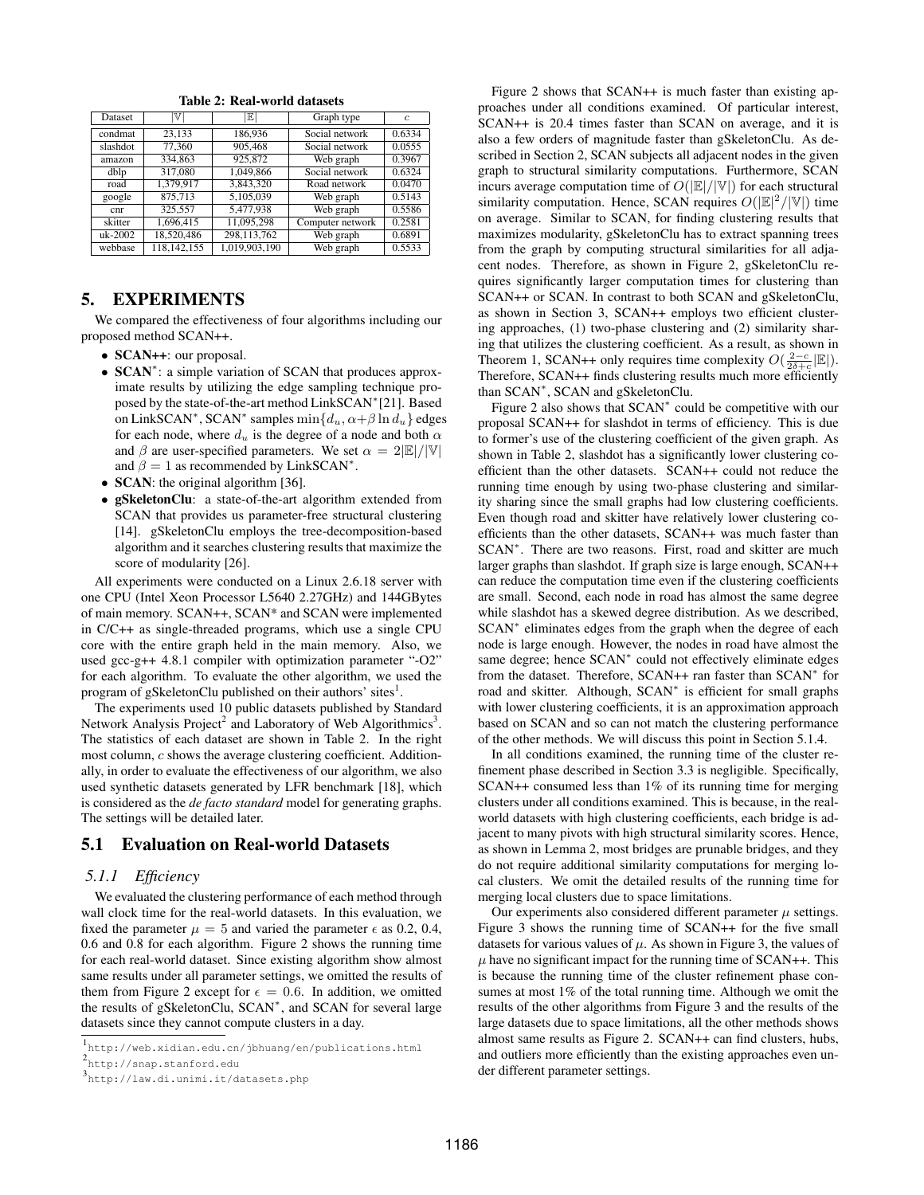**Table 2: Real-world datasets**

| Dataset | $\lvert\mathbb{V}\rvert$ | $\lvert\mathbb{E}\rvert$ | Graph type | $c$ |
|---|---|---|---|---|
| condmat | 23,133 | 186,936 | Social network | 0.6334 |
| slashdot | 77,360 | 905,468 | Social network | 0.0555 |
| amazon | 334,863 | 925,872 | Web graph | 0.3967 |
| dblp | 317,080 | 1,049,866 | Social network | 0.6324 |
| road | 1,379,917 | 3,843,320 | Road network | 0.0470 |
| google | 875,713 | 5,105,039 | Web graph | 0.5143 |
| cnr | 325,557 | 5,477,938 | Web graph | 0.5586 |
| skitter | 1,696,415 | 11,095,298 | Computer network | 0.2581 |
| uk-2002 | 18,520,486 | 298,113,762 | Web graph | 0.6891 |
| webbase | 118,142,155 | 1,019,903,190 | Web graph | 0.5533 |

## 5. EXPERIMENTS

We compared the effectiveness of four algorithms including our proposed method SCAN++.

- **SCAN++**: our proposal.
- **SCAN$^*$**: a simple variation of SCAN that produces approximate results by utilizing the edge sampling technique proposed by the state-of-the-art method LinkSCAN$^*$[21]. Based on LinkSCAN$^*$, SCAN$^*$ samples $\min\{d_u, \alpha+\beta \ln d_u\}$ edges for each node, where $d_u$ is the degree of a node and both $\alpha$ and $\beta$ are user-specified parameters. We set $\alpha = 2|\mathbb{E}|/|\mathbb{V}|$ and $\beta = 1$ as recommended by LinkSCAN$^*$.
- **SCAN**: the original algorithm [36].
- **gSkeletonClu**: a state-of-the-art algorithm extended from SCAN that provides us parameter-free structural clustering [14]. gSkeletonClu employs the tree-decomposition-based algorithm and it searches clustering results that maximize the score of modularity [26].

All experiments were conducted on a Linux 2.6.18 server with one CPU (Intel Xeon Processor L5640 2.27GHz) and 144GBytes of main memory. SCAN++, SCAN* and SCAN were implemented in C/C++ as single-threaded programs, which use a single CPU core with the entire graph held in the main memory. Also, we used gcc-g++ 4.8.1 compiler with optimization parameter "-O2" for each algorithm. To evaluate the other algorithm, we used the program of gSkeletonClu published on their authors' sites[1].

The experiments used 10 public datasets published by Standard Network Analysis Project[2] and Laboratory of Web Algorithmics[3]. The statistics of each dataset are shown in Table 2. In the right most column, $c$ shows the average clustering coefficient. Additionally, in order to evaluate the effectiveness of our algorithm, we also used synthetic datasets generated by LFR benchmark [18], which is considered as the *de facto standard* model for generating graphs. The settings will be detailed later.

### 5.1 Evaluation on Real-world Datasets

#### 5.1.1 *Efficiency*

We evaluated the clustering performance of each method through wall clock time for the real-world datasets. In this evaluation, we fixed the parameter $\mu = 5$ and varied the parameter $\epsilon$ as 0.2, 0.4, 0.6 and 0.8 for each algorithm. Figure 2 shows the running time for each real-world dataset. Since existing algorithm show almost same results under all parameter settings, we omitted the results of them from Figure 2 except for $\epsilon = 0.6$. In addition, we omitted the results of gSkeletonClu, SCAN$^*$, and SCAN for several large datasets since they cannot compute clusters in a day.

[1] http://web.xidian.edu.cn/jbhuang/en/publications.html

[2] http://snap.stanford.edu

[3] http://law.di.unimi.it/datasets.php

Figure 2 shows that SCAN++ is much faster than existing approaches under all conditions examined. Of particular interest, SCAN++ is 20.4 times faster than SCAN on average, and it is also a few orders of magnitude faster than gSkeletonClu. As described in Section 2, SCAN subjects all adjacent nodes in the given graph to structural similarity computations. Furthermore, SCAN incurs average computation time of $O(|\mathbb{E}|/|\mathbb{V}|)$ for each structural similarity computation. Hence, SCAN requires $O(|\mathbb{E}|^2/|\mathbb{V}|)$ time on average. Similar to SCAN, for finding clustering results that maximizes modularity, gSkeletonClu has to extract spanning trees from the graph by computing structural similarities for all adjacent nodes. Therefore, as shown in Figure 2, gSkeletonClu requires significantly larger computation times for clustering than SCAN++ or SCAN. In contrast to both SCAN and gSkeletonClu, as shown in Section 3, SCAN++ employs two efficient clustering approaches, (1) two-phase clustering and (2) similarity sharing that utilizes the clustering coefficient. As a result, as shown in Theorem 1, SCAN++ only requires time complexity $O(\frac{2-c}{2\delta+c}|\mathbb{E}|)$. Therefore, SCAN++ finds clustering results much more efficiently than SCAN$^*$, SCAN and gSkeletonClu.

Figure 2 also shows that SCAN$^*$ could be competitive with our proposal SCAN++ for slashdot in terms of efficiency. This is due to former's use of the clustering coefficient of the given graph. As shown in Table 2, slashdot has a significantly lower clustering coefficient than the other datasets. SCAN++ could not reduce the running time enough by using two-phase clustering and similarity sharing since the small graphs had low clustering coefficients. Even though road and skitter have relatively lower clustering coefficients than the other datasets, SCAN++ was much faster than SCAN$^*$. There are two reasons. First, road and skitter are much larger graphs than slashdot. If graph size is large enough, SCAN++ can reduce the computation time even if the clustering coefficients are small. Second, each node in road has almost the same degree while slashdot has a skewed degree distribution. As we described, SCAN$^*$ eliminates edges from the graph when the degree of each node is large enough. However, the nodes in road have almost the same degree; hence SCAN$^*$ could not effectively eliminate edges from the dataset. Therefore, SCAN++ ran faster than SCAN$^*$ for road and skitter. Although, SCAN$^*$ is efficient for small graphs with lower clustering coefficients, it is an approximation approach based on SCAN and so can not match the clustering performance of the other methods. We will discuss this point in Section 5.1.4.

In all conditions examined, the running time of the cluster refinement phase described in Section 3.3 is negligible. Specifically, SCAN++ consumed less than 1% of its running time for merging clusters under all conditions examined. This is because, in the real-world datasets with high clustering coefficients, each bridge is adjacent to many pivots with high structural similarity scores. Hence, as shown in Lemma 2, most bridges are prunable bridges, and they do not require additional similarity computations for merging local clusters. We omit the detailed results of the running time for merging local clusters due to space limitations.

Our experiments also considered different parameter $\mu$ settings. Figure 3 shows the running time of SCAN++ for the five small datasets for various values of $\mu$. As shown in Figure 3, the values of $\mu$ have no significant impact for the running time of SCAN++. This is because the running time of the cluster refinement phase consumes at most 1% of the total running time. Although we omit the results of the other algorithms from Figure 3 and the results of the large datasets due to space limitations, all the other methods shows almost same results as Figure 2. SCAN++ can find clusters, hubs, and outliers more efficiently than the existing approaches even under different parameter settings.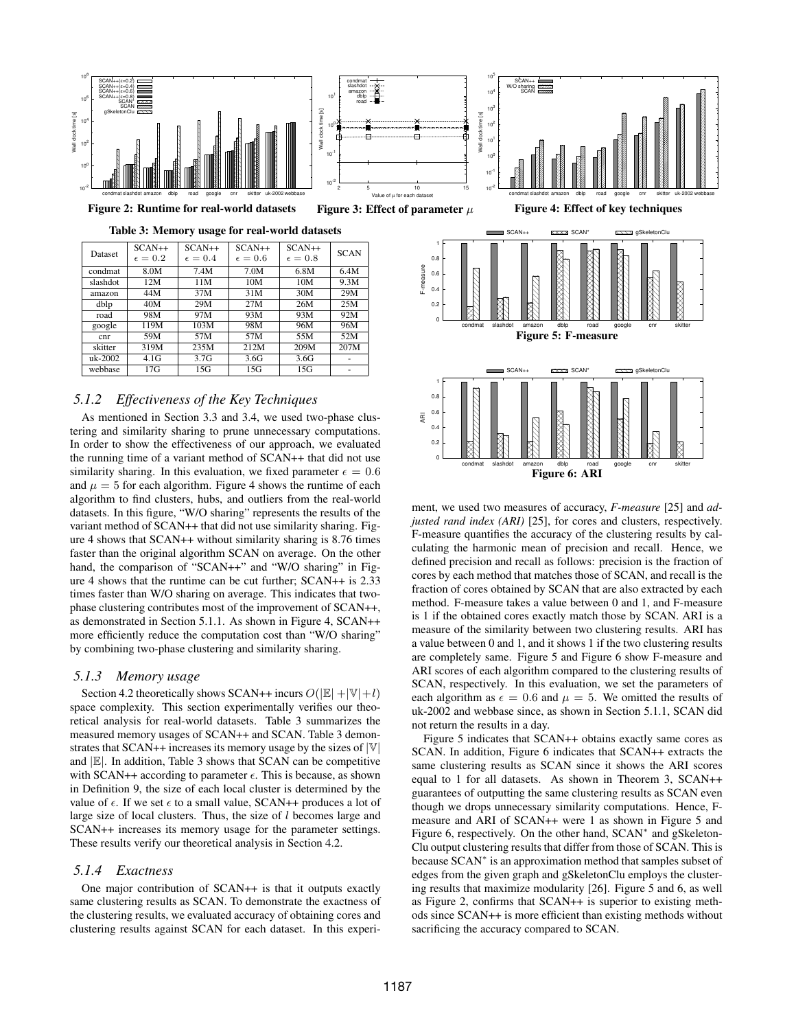Figure 2: Runtime for real-world datasets

Figure 3: Effect of parameter $\mu$

Figure 4: Effect of key techniques

Table 3: Memory usage for real-world datasets

| Dataset | SCAN++ $\epsilon = 0.2$ | SCAN++ $\epsilon = 0.4$ | SCAN++ $\epsilon = 0.6$ | SCAN++ $\epsilon = 0.8$ | SCAN |
|---|---|---|---|---|---|
| condmat | 8.0M | 7.4M | 7.0M | 6.8M | 6.4M |
| slashdot | 12M | 11M | 10M | 10M | 9.3M |
| amazon | 44M | 37M | 31M | 30M | 29M |
| dblp | 40M | 29M | 27M | 26M | 25M |
| road | 98M | 97M | 93M | 93M | 92M |
| google | 119M | 103M | 98M | 96M | 96M |
| cnr | 59M | 57M | 57M | 55M | 52M |
| skitter | 319M | 235M | 212M | 209M | 207M |
| uk-2002 | 4.1G | 3.7G | 3.6G | 3.6G | - |
| webbase | 17G | 15G | 15G | 15G | - |

### 5.1.2 Effectiveness of the Key Techniques

As mentioned in Section 3.3 and 3.4, we used two-phase clustering and similarity sharing to prune unnecessary computations. In order to show the effectiveness of our approach, we evaluated the running time of a variant method of SCAN++ that did not use similarity sharing. In this evaluation, we fixed parameter $\epsilon = 0.6$ and $\mu = 5$ for each algorithm. Figure 4 shows the runtime of each algorithm to find clusters, hubs, and outliers from the real-world datasets. In this figure, "W/O sharing" represents the results of the variant method of SCAN++ that did not use similarity sharing. Figure 4 shows that SCAN++ without similarity sharing is 8.76 times faster than the original algorithm SCAN on average. On the other hand, the comparison of "SCAN++" and "W/O sharing" in Figure 4 shows that the runtime can be cut further; SCAN++ is 2.33 times faster than W/O sharing on average. This indicates that two-phase clustering contributes most of the improvement of SCAN++, as demonstrated in Section 5.1.1. As shown in Figure 4, SCAN++ more efficiently reduce the computation cost than "W/O sharing" by combining two-phase clustering and similarity sharing.

### 5.1.3 Memory usage

Section 4.2 theoretically shows SCAN++ incurs $O(|\mathbb{E}|+|\mathbb{V}|+l)$ space complexity. This section experimentally verifies our theoretical analysis for real-world datasets. Table 3 summarizes the measured memory usages of SCAN++ and SCAN. Table 3 demonstrates that SCAN++ increases its memory usage by the sizes of $|\mathbb{V}|$ and $|\mathbb{E}|$. In addition, Table 3 shows that SCAN can be competitive with SCAN++ according to parameter $\epsilon$. This is because, as shown in Definition 9, the size of each local cluster is determined by the value of $\epsilon$. If we set $\epsilon$ to a small value, SCAN++ produces a lot of large size of local clusters. Thus, the size of $l$ becomes large and SCAN++ increases its memory usage for the parameter settings. These results verify our theoretical analysis in Section 4.2.

### 5.1.4 Exactness

One major contribution of SCAN++ is that it outputs exactly same clustering results as SCAN. To demonstrate the exactness of the clustering results, we evaluated accuracy of obtaining cores and clustering results against SCAN for each dataset. In this experiment, we used two measures of accuracy, *F-measure* [25] and *adjusted rand index (ARI)* [25], for cores and clusters, respectively. F-measure quantifies the accuracy of the clustering results by calculating the harmonic mean of precision and recall. Hence, we defined precision and recall as follows: precision is the fraction of cores by each method that matches those of SCAN, and recall is the fraction of cores obtained by SCAN that are also extracted by each method. F-measure takes a value between 0 and 1, and F-measure is 1 if the obtained cores exactly match those by SCAN. ARI is a measure of the similarity between two clustering results. ARI has a value between 0 and 1, and it shows 1 if the two clustering results are completely same. Figure 5 and Figure 6 show F-measure and ARI scores of each algorithm compared to the clustering results of SCAN, respectively. In this evaluation, we set the parameters of each algorithm as $\epsilon = 0.6$ and $\mu = 5$. We omitted the results of uk-2002 and webbase since, as shown in Section 5.1.1, SCAN did not return the results in a day.

Figure 5: F-measure

Figure 6: ARI

Figure 5 indicates that SCAN++ obtains exactly same cores as SCAN. In addition, Figure 6 indicates that SCAN++ extracts the same clustering results as SCAN since it shows the ARI scores equal to 1 for all datasets. As shown in Theorem 3, SCAN++ guarantees of outputting the same clustering results as SCAN even though we drops unnecessary similarity computations. Hence, F-measure and ARI of SCAN++ were 1 as shown in Figure 5 and Figure 6, respectively. On the other hand, SCAN* and gSkeletonClu output clustering results that differ from those of SCAN. This is because SCAN* is an approximation method that samples subset of edges from the given graph and gSkeletonClu employs the clustering results that maximize modularity [26]. Figure 5 and 6, as well as Figure 2, confirms that SCAN++ is superior to existing methods since SCAN++ is more efficient than existing methods without sacrificing the accuracy compared to SCAN.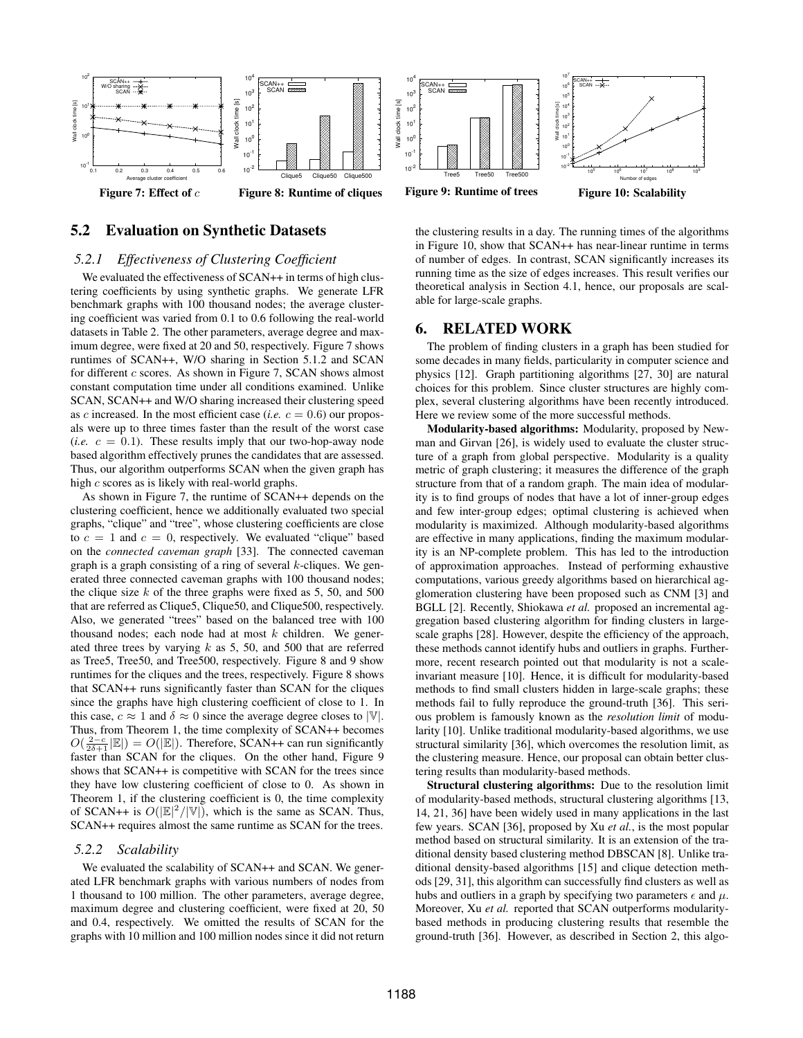Figure 7: Effect of $c$

Figure 8: Runtime of cliques

Figure 9: Runtime of trees

Figure 10: Scalability

## 5.2 Evaluation on Synthetic Datasets

### 5.2.1 Effectiveness of Clustering Coefficient

We evaluated the effectiveness of SCAN++ in terms of high clustering coefficients by using synthetic graphs. We generate LFR benchmark graphs with 100 thousand nodes; the average clustering coefficient was varied from 0.1 to 0.6 following the real-world datasets in Table 2. The other parameters, average degree and maximum degree, were fixed at 20 and 50, respectively. Figure 7 shows runtimes of SCAN++, W/O sharing in Section 5.1.2 and SCAN for different $c$ scores. As shown in Figure 7, SCAN shows almost constant computation time under all conditions examined. Unlike SCAN, SCAN++ and W/O sharing increased their clustering speed as $c$ increased. In the most efficient case (*i.e.* $c = 0.6$) our proposals were up to three times faster than the result of the worst case (*i.e.* $c = 0.1$). These results imply that our two-hop-away node based algorithm effectively prunes the candidates that are assessed. Thus, our algorithm outperforms SCAN when the given graph has high $c$ scores as is likely with real-world graphs.

As shown in Figure 7, the runtime of SCAN++ depends on the clustering coefficient, hence we additionally evaluated two special graphs, "clique" and "tree", whose clustering coefficients are close to $c = 1$ and $c = 0$, respectively. We evaluated "clique" based on the *connected caveman graph* [33]. The connected caveman graph is a graph consisting of a ring of several $k$-cliques. We generated three connected caveman graphs with 100 thousand nodes; the clique size $k$ of the three graphs were fixed as 5, 50, and 500 that are referred as Clique5, Clique50, and Clique500, respectively. Also, we generated "trees" based on the balanced tree with 100 thousand nodes; each node had at most $k$ children. We generated three trees by varying $k$ as 5, 50, and 500 that are referred as Tree5, Tree50, and Tree500, respectively. Figure 8 and 9 show runtimes for the cliques and the trees, respectively. Figure 8 shows that SCAN++ runs significantly faster than SCAN for the cliques since the graphs have high clustering coefficient of close to 1. In this case, $c \approx 1$ and $\delta \approx 0$ since the average degree closes to $|\mathbb{V}|$. Thus, from Theorem 1, the time complexity of SCAN++ becomes $O(\frac{2-c}{2\delta+1}|\mathbb{E}|) = O(|\mathbb{E}|)$. Therefore, SCAN++ can run significantly faster than SCAN for the cliques. On the other hand, Figure 9 shows that SCAN++ is competitive with SCAN for the trees since they have low clustering coefficient of close to 0. As shown in Theorem 1, if the clustering coefficient is 0, the time complexity of SCAN++ is $O(|\mathbb{E}|^2/|\mathbb{V}|)$, which is the same as SCAN. Thus, SCAN++ requires almost the same runtime as SCAN for the trees.

### 5.2.2 Scalability

We evaluated the scalability of SCAN++ and SCAN. We generated LFR benchmark graphs with various numbers of nodes from 1 thousand to 100 million. The other parameters, average degree, maximum degree and clustering coefficient, were fixed at 20, 50 and 0.4, respectively. We omitted the results of SCAN for the graphs with 10 million and 100 million nodes since it did not return the clustering results in a day. The running times of the algorithms in Figure 10, show that SCAN++ has near-linear runtime in terms of number of edges. In contrast, SCAN significantly increases its running time as the size of edges increases. This result verifies our theoretical analysis in Section 4.1, hence, our proposals are scalable for large-scale graphs.

# 6. RELATED WORK

The problem of finding clusters in a graph has been studied for some decades in many fields, particularity in computer science and physics [12]. Graph partitioning algorithms [27, 30] are natural choices for this problem. Since cluster structures are highly complex, several clustering algorithms have been recently introduced. Here we review some of the more successful methods.

**Modularity-based algorithms:** Modularity, proposed by Newman and Girvan [26], is widely used to evaluate the cluster structure of a graph from global perspective. Modularity is a quality metric of graph clustering; it measures the difference of the graph structure from that of a random graph. The main idea of modularity is to find groups of nodes that have a lot of inner-group edges and few inter-group edges; optimal clustering is achieved when modularity is maximized. Although modularity-based algorithms are effective in many applications, finding the maximum modularity is an NP-complete problem. This has led to the introduction of approximation approaches. Instead of performing exhaustive computations, various greedy algorithms based on hierarchical agglomeration clustering have been proposed such as CNM [3] and BGLL [2]. Recently, Shiokawa *et al.* proposed an incremental aggregation based clustering algorithm for finding clusters in large-scale graphs [28]. However, despite the efficiency of the approach, these methods cannot identify hubs and outliers in graphs. Furthermore, recent research pointed out that modularity is not a scale-invariant measure [10]. Hence, it is difficult for modularity-based methods to find small clusters hidden in large-scale graphs; these methods fail to fully reproduce the ground-truth [36]. This serious problem is famously known as the *resolution limit* of modularity [10]. Unlike traditional modularity-based algorithms, we use structural similarity [36], which overcomes the resolution limit, as the clustering measure. Hence, our proposal can obtain better clustering results than modularity-based methods.

**Structural clustering algorithms:** Due to the resolution limit of modularity-based methods, structural clustering algorithms [13, 14, 21, 36] have been widely used in many applications in the last few years. SCAN [36], proposed by Xu *et al.*, is the most popular method based on structural similarity. It is an extension of the traditional density based clustering method DBSCAN [8]. Unlike traditional density-based algorithms [15] and clique detection methods [29, 31], this algorithm can successfully find clusters as well as hubs and outliers in a graph by specifying two parameters $\epsilon$ and $\mu$. Moreover, Xu *et al.* reported that SCAN outperforms modularity-based methods in producing clustering results that resemble the ground-truth [36]. However, as described in Section 2, this algo-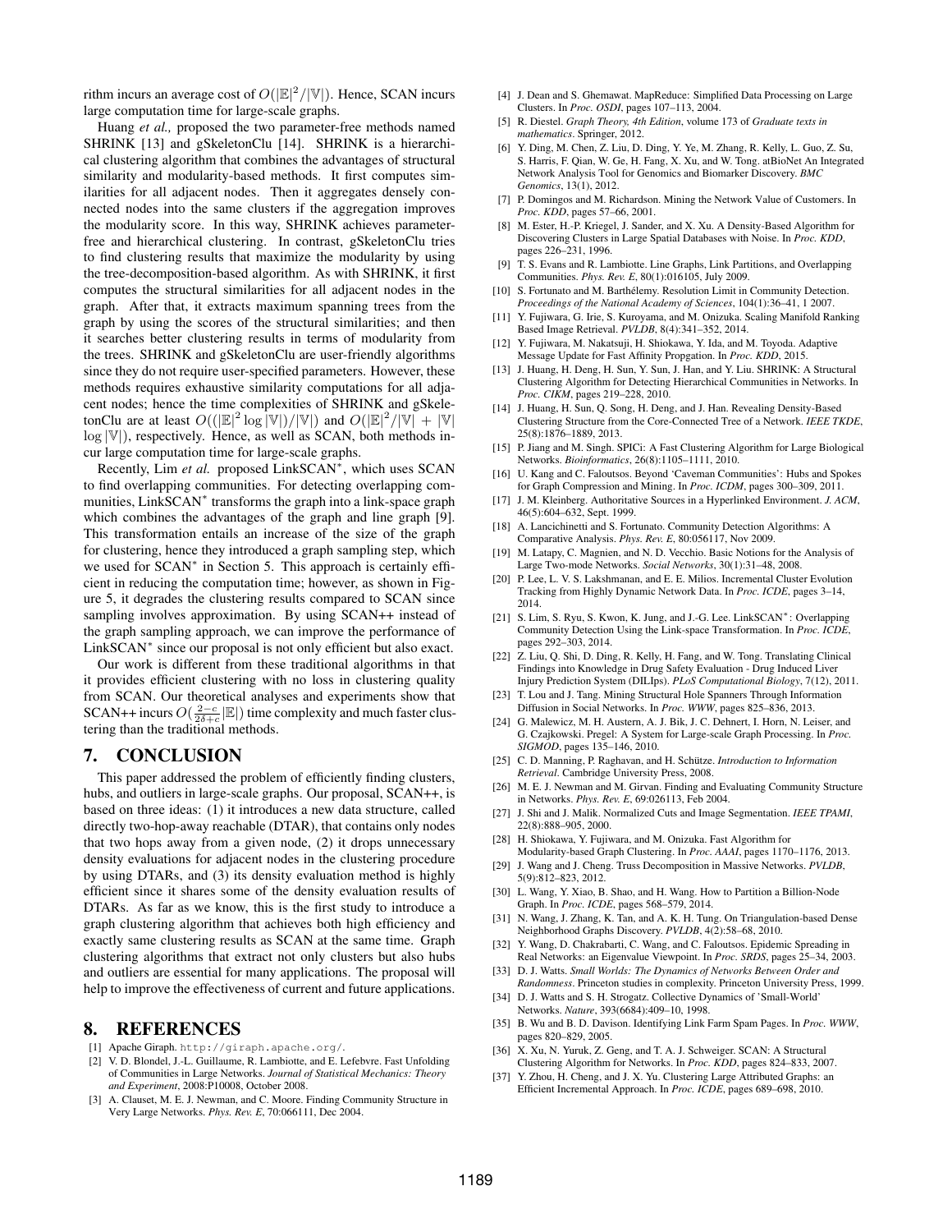rithm incurs an average cost of $O(|\mathbb{E}|^2/|\mathbb{V}|)$. Hence, SCAN incurs large computation time for large-scale graphs.

Huang *et al.,* proposed the two parameter-free methods named SHRINK [13] and gSkeletonClu [14]. SHRINK is a hierarchical clustering algorithm that combines the advantages of structural similarity and modularity-based methods. It first computes similarities for all adjacent nodes. Then it aggregates densely connected nodes into the same clusters if the aggregation improves the modularity score. In this way, SHRINK achieves parameter-free and hierarchical clustering. In contrast, gSkeletonClu tries to find clustering results that maximize the modularity by using the tree-decomposition-based algorithm. As with SHRINK, it first computes the structural similarities for all adjacent nodes in the graph. After that, it extracts maximum spanning trees from the graph by using the scores of the structural similarities; and then it searches better clustering results in terms of modularity from the trees. SHRINK and gSkeletonClu are user-friendly algorithms since they do not require user-specified parameters. However, these methods requires exhaustive similarity computations for all adjacent nodes; hence the time complexities of SHRINK and gSkeletonClu are at least $O((|\mathbb{E}|^2 \log |\mathbb{V}|)/|\mathbb{V}|)$ and $O(|\mathbb{E}|^2/|\mathbb{V}| + |\mathbb{V}| \log |\mathbb{V}|)$, respectively. Hence, as well as SCAN, both methods incur large computation time for large-scale graphs.

Recently, Lim *et al.* proposed LinkSCAN$^*$, which uses SCAN to find overlapping communities. For detecting overlapping communities, LinkSCAN$^*$ transforms the graph into a link-space graph which combines the advantages of the graph and line graph [9]. This transformation entails an increase of the size of the graph for clustering, hence they introduced a graph sampling step, which we used for SCAN$^*$ in Section 5. This approach is certainly efficient in reducing the computation time; however, as shown in Figure 5, it degrades the clustering results compared to SCAN since sampling involves approximation. By using SCAN++ instead of the graph sampling approach, we can improve the performance of LinkSCAN$^*$ since our proposal is not only efficient but also exact.

Our work is different from these traditional algorithms in that it provides efficient clustering with no loss in clustering quality from SCAN. Our theoretical analyses and experiments show that SCAN++ incurs $O(\frac{2-c}{2\delta+c}|\mathbb{E}|)$ time complexity and much faster clustering than the traditional methods.

## 7. CONCLUSION

This paper addressed the problem of efficiently finding clusters, hubs, and outliers in large-scale graphs. Our proposal, SCAN++, is based on three ideas: (1) it introduces a new data structure, called directly two-hop-away reachable (DTAR), that contains only nodes that two hops away from a given node, (2) it drops unnecessary density evaluations for adjacent nodes in the clustering procedure by using DTARs, and (3) its density evaluation method is highly efficient since it shares some of the density evaluation results of DTARs. As far as we know, this is the first study to introduce a graph clustering algorithm that achieves both high efficiency and exactly same clustering results as SCAN at the same time. Graph clustering algorithms that extract not only clusters but also hubs and outliers are essential for many applications. The proposal will help to improve the effectiveness of current and future applications.

## 8. REFERENCES

[1] Apache Giraph. http://giraph.apache.org/.

[2] V. D. Blondel, J.-L. Guillaume, R. Lambiotte, and E. Lefebvre. Fast Unfolding of Communities in Large Networks. *Journal of Statistical Mechanics: Theory and Experiment*, 2008:P10008, October 2008.

[3] A. Clauset, M. E. J. Newman, and C. Moore. Finding Community Structure in Very Large Networks. *Phys. Rev. E*, 70:066111, Dec 2004.

[4] J. Dean and S. Ghemawat. MapReduce: Simplified Data Processing on Large Clusters. In *Proc. OSDI*, pages 107–113, 2004.

[5] R. Diestel. *Graph Theory, 4th Edition*, volume 173 of *Graduate texts in mathematics*. Springer, 2012.

[6] Y. Ding, M. Chen, Z. Liu, D. Ding, Y. Ye, M. Zhang, R. Kelly, L. Guo, Z. Su, S. Harris, F. Qian, W. Ge, H. Fang, X. Xu, and W. Tong. atBioNet An Integrated Network Analysis Tool for Genomics and Biomarker Discovery. *BMC Genomics*, 13(1), 2012.

[7] P. Domingos and M. Richardson. Mining the Network Value of Customers. In *Proc. KDD*, pages 57–66, 2001.

[8] M. Ester, H.-P. Kriegel, J. Sander, and X. Xu. A Density-Based Algorithm for Discovering Clusters in Large Spatial Databases with Noise. In *Proc. KDD*, pages 226–231, 1996.

[9] T. S. Evans and R. Lambiotte. Line Graphs, Link Partitions, and Overlapping Communities. *Phys. Rev. E*, 80(1):016105, July 2009.

[10] S. Fortunato and M. Barthélemy. Resolution Limit in Community Detection. *Proceedings of the National Academy of Sciences*, 104(1):36–41, 1 2007.

[11] Y. Fujiwara, G. Irie, S. Kuroyama, and M. Onizuka. Scaling Manifold Ranking Based Image Retrieval. *PVLDB*, 8(4):341–352, 2014.

[12] Y. Fujiwara, M. Nakatsuji, H. Shiokawa, Y. Ida, and M. Toyoda. Adaptive Message Update for Fast Affinity Propgation. In *Proc. KDD*, 2015.

[13] J. Huang, H. Deng, H. Sun, Y. Sun, J. Han, and Y. Liu. SHRINK: A Structural Clustering Algorithm for Detecting Hierarchical Communities in Networks. In *Proc. CIKM*, pages 219–228, 2010.

[14] J. Huang, H. Sun, Q. Song, H. Deng, and J. Han. Revealing Density-Based Clustering Structure from the Core-Connected Tree of a Network. *IEEE TKDE*, 25(8):1876–1889, 2013.

[15] P. Jiang and M. Singh. SPICi: A Fast Clustering Algorithm for Large Biological Networks. *Bioinformatics*, 26(8):1105–1111, 2010.

[16] U. Kang and C. Faloutsos. Beyond 'Caveman Communities': Hubs and Spokes for Graph Compression and Mining. In *Proc. ICDM*, pages 300–309, 2011.

[17] J. M. Kleinberg. Authoritative Sources in a Hyperlinked Environment. *J. ACM*, 46(5):604–632, Sept. 1999.

[18] A. Lancichinetti and S. Fortunato. Community Detection Algorithms: A Comparative Analysis. *Phys. Rev. E*, 80:056117, Nov 2009.

[19] M. Latapy, C. Magnien, and N. D. Vecchio. Basic Notions for the Analysis of Large Two-mode Networks. *Social Networks*, 30(1):31–48, 2008.

[20] P. Lee, L. V. S. Lakshmanan, and E. E. Milios. Incremental Cluster Evolution Tracking from Highly Dynamic Network Data. In *Proc. ICDE*, pages 3–14, 2014.

[21] S. Lim, S. Ryu, S. Kwon, K. Jung, and J.-G. Lee. LinkSCAN$^*$: Overlapping Community Detection Using the Link-space Transformation. In *Proc. ICDE*, pages 292–303, 2014.

[22] Z. Liu, Q. Shi, D. Ding, R. Kelly, H. Fang, and W. Tong. Translating Clinical Findings into Knowledge in Drug Safety Evaluation - Drug Induced Liver Injury Prediction System (DILIps). *PLoS Computational Biology*, 7(12), 2011.

[23] T. Lou and J. Tang. Mining Structural Hole Spanners Through Information Diffusion in Social Networks. In *Proc. WWW*, pages 825–836, 2013.

[24] G. Malewicz, M. H. Austern, A. J. Bik, J. C. Dehnert, I. Horn, N. Leiser, and G. Czajkowski. Pregel: A System for Large-scale Graph Processing. In *Proc. SIGMOD*, pages 135–146, 2010.

[25] C. D. Manning, P. Raghavan, and H. Schütze. *Introduction to Information Retrieval*. Cambridge University Press, 2008.

[26] M. E. J. Newman and M. Girvan. Finding and Evaluating Community Structure in Networks. *Phys. Rev. E*, 69:026113, Feb 2004.

[27] J. Shi and J. Malik. Normalized Cuts and Image Segmentation. *IEEE TPAMI*, 22(8):888–905, 2000.

[28] H. Shiokawa, Y. Fujiwara, and M. Onizuka. Fast Algorithm for Modularity-based Graph Clustering. In *Proc. AAAI*, pages 1170–1176, 2013.

[29] J. Wang and J. Cheng. Truss Decomposition in Massive Networks. *PVLDB*, 5(9):812–823, 2012.

[30] L. Wang, Y. Xiao, B. Shao, and H. Wang. How to Partition a Billion-Node Graph. In *Proc. ICDE*, pages 568–579, 2014.

[31] N. Wang, J. Zhang, K. Tan, and A. K. H. Tung. On Triangulation-based Dense Neighborhood Graphs Discovery. *PVLDB*, 4(2):58–68, 2010.

[32] Y. Wang, D. Chakrabarti, C. Wang, and C. Faloutsos. Epidemic Spreading in Real Networks: an Eigenvalue Viewpoint. In *Proc. SRDS*, pages 25–34, 2003.

[33] D. J. Watts. *Small Worlds: The Dynamics of Networks Between Order and Randomness*. Princeton studies in complexity. Princeton University Press, 1999.

[34] D. J. Watts and S. H. Strogatz. Collective Dynamics of 'Small-World' Networks. *Nature*, 393(6684):409–10, 1998.

[35] B. Wu and B. D. Davison. Identifying Link Farm Spam Pages. In *Proc. WWW*, pages 820–829, 2005.

[36] X. Xu, N. Yuruk, Z. Feng, and T. A. J. Schweiger. SCAN: A Structural Clustering Algorithm for Networks. In *Proc. KDD*, pages 824–833, 2007.

[37] Y. Zhou, H. Cheng, and J. X. Yu. Clustering Large Attributed Graphs: an Efficient Incremental Approach. In *Proc. ICDE*, pages 689–698, 2010.